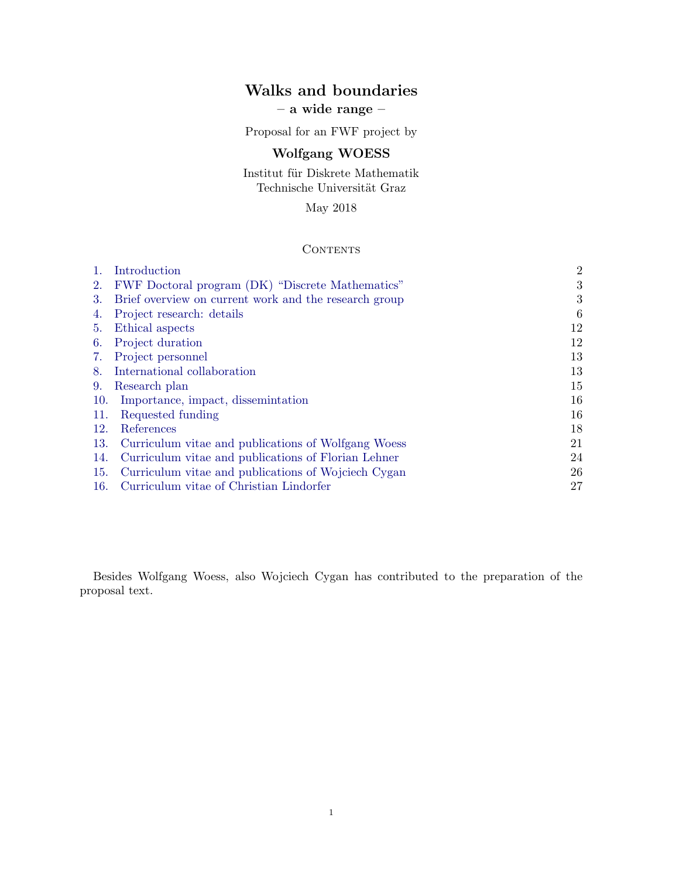# Walks and boundaries

**– a wide range –**

Proposal for an FWF project by

**Wolfgang WOESS**

Institut für Diskrete Mathematik
Technische Universität Graz

May 2018

## Contents

| | | |
|---|---|---|
| 1. | Introduction | 2 |
| 2. | FWF Doctoral program (DK) "Discrete Mathematics" | 3 |
| 3. | Brief overview on current work and the research group | 3 |
| 4. | Project research: details | 6 |
| 5. | Ethical aspects | 12 |
| 6. | Project duration | 12 |
| 7. | Project personnel | 13 |
| 8. | International collaboration | 13 |
| 9. | Research plan | 15 |
| 10. | Importance, impact, dissemintation | 16 |
| 11. | Requested funding | 16 |
| 12. | References | 18 |
| 13. | Curriculum vitae and publications of Wolfgang Woess | 21 |
| 14. | Curriculum vitae and publications of Florian Lehner | 24 |
| 15. | Curriculum vitae and publications of Wojciech Cygan | 26 |
| 16. | Curriculum vitae of Christian Lindorfer | 27 |

Besides Wolfgang Woess, also Wojciech Cygan has contributed to the preparation of the proposal text.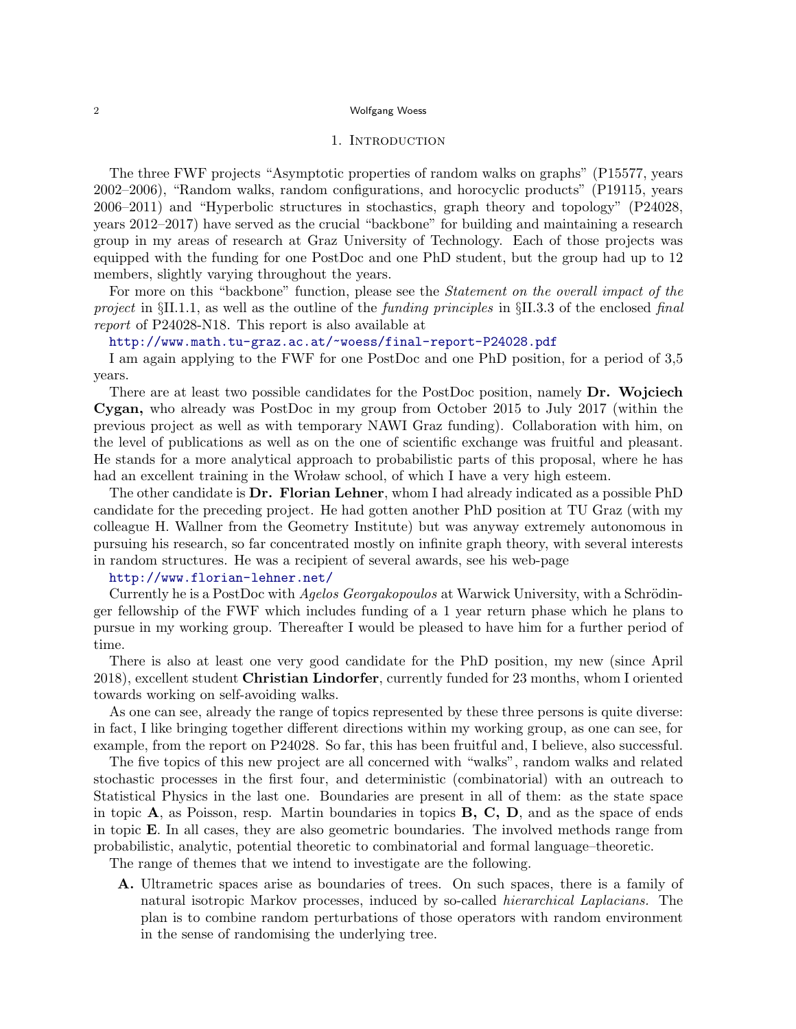## 1. Introduction

The three FWF projects "Asymptotic properties of random walks on graphs" (P15577, years 2002–2006), "Random walks, random configurations, and horocyclic products" (P19115, years 2006–2011) and "Hyperbolic structures in stochastics, graph theory and topology" (P24028, years 2012–2017) have served as the crucial "backbone" for building and maintaining a research group in my areas of research at Graz University of Technology. Each of those projects was equipped with the funding for one PostDoc and one PhD student, but the group had up to 12 members, slightly varying throughout the years.

For more on this "backbone" function, please see the *Statement on the overall impact of the project* in §II.1.1, as well as the outline of the *funding principles* in §II.3.3 of the enclosed *final report* of P24028-N18. This report is also available at

http://www.math.tu-graz.ac.at/~woess/final-report-P24028.pdf

I am again applying to the FWF for one PostDoc and one PhD position, for a period of 3,5 years.

There are at least two possible candidates for the PostDoc position, namely **Dr. Wojciech Cygan,** who already was PostDoc in my group from October 2015 to July 2017 (within the previous project as well as with temporary NAWI Graz funding). Collaboration with him, on the level of publications as well as on the one of scientific exchange was fruitful and pleasant. He stands for a more analytical approach to probabilistic parts of this proposal, where he has had an excellent training in the Wroław school, of which I have a very high esteem.

The other candidate is **Dr. Florian Lehner**, whom I had already indicated as a possible PhD candidate for the preceding project. He had gotten another PhD position at TU Graz (with my colleague H. Wallner from the Geometry Institute) but was anyway extremely autonomous in pursuing his research, so far concentrated mostly on infinite graph theory, with several interests in random structures. He was a recipient of several awards, see his web-page

http://www.florian-lehner.net/

Currently he is a PostDoc with *Agelos Georgakopoulos* at Warwick University, with a Schrödinger fellowship of the FWF which includes funding of a 1 year return phase which he plans to pursue in my working group. Thereafter I would be pleased to have him for a further period of time.

There is also at least one very good candidate for the PhD position, my new (since April 2018), excellent student **Christian Lindorfer**, currently funded for 23 months, whom I oriented towards working on self-avoiding walks.

As one can see, already the range of topics represented by these three persons is quite diverse: in fact, I like bringing together different directions within my working group, as one can see, for example, from the report on P24028. So far, this has been fruitful and, I believe, also successful.

The five topics of this new project are all concerned with "walks", random walks and related stochastic processes in the first four, and deterministic (combinatorial) with an outreach to Statistical Physics in the last one. Boundaries are present in all of them: as the state space in topic **A**, as Poisson, resp. Martin boundaries in topics **B, C, D**, and as the space of ends in topic **E**. In all cases, they are also geometric boundaries. The involved methods range from probabilistic, analytic, potential theoretic to combinatorial and formal language–theoretic.

The range of themes that we intend to investigate are the following.

- **A.** Ultrametric spaces arise as boundaries of trees. On such spaces, there is a family of natural isotropic Markov processes, induced by so-called *hierarchical Laplacians.* The plan is to combine random perturbations of those operators with random environment in the sense of randomising the underlying tree.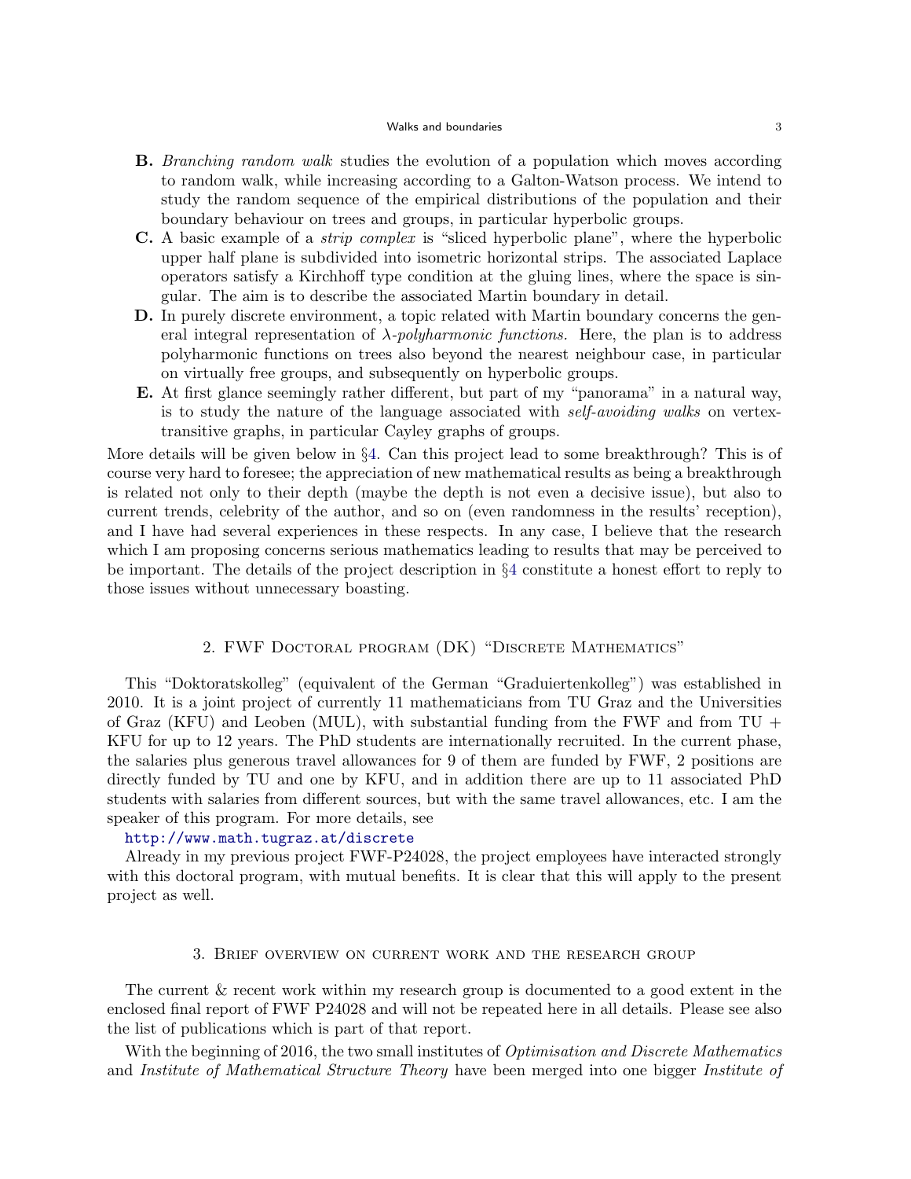**B.** *Branching random walk* studies the evolution of a population which moves according to random walk, while increasing according to a Galton-Watson process. We intend to study the random sequence of the empirical distributions of the population and their boundary behaviour on trees and groups, in particular hyperbolic groups.

**C.** A basic example of a *strip complex* is "sliced hyperbolic plane", where the hyperbolic upper half plane is subdivided into isometric horizontal strips. The associated Laplace operators satisfy a Kirchhoff type condition at the gluing lines, where the space is singular. The aim is to describe the associated Martin boundary in detail.

**D.** In purely discrete environment, a topic related with Martin boundary concerns the general integral representation of $\lambda$*-polyharmonic functions.* Here, the plan is to address polyharmonic functions on trees also beyond the nearest neighbour case, in particular on virtually free groups, and subsequently on hyperbolic groups.

**E.** At first glance seemingly rather different, but part of my "panorama" in a natural way, is to study the nature of the language associated with *self-avoiding walks* on vertex-transitive graphs, in particular Cayley graphs of groups.

More details will be given below in §4. Can this project lead to some breakthrough? This is of course very hard to foresee; the appreciation of new mathematical results as being a breakthrough is related not only to their depth (maybe the depth is not even a decisive issue), but also to current trends, celebrity of the author, and so on (even randomness in the results' reception), and I have had several experiences in these respects. In any case, I believe that the research which I am proposing concerns serious mathematics leading to results that may be perceived to be important. The details of the project description in §4 constitute a honest effort to reply to those issues without unnecessary boasting.

## 2. FWF Doctoral program (DK) "Discrete Mathematics"

This "Doktoratskolleg" (equivalent of the German "Graduiertenkolleg") was established in 2010. It is a joint project of currently 11 mathematicians from TU Graz and the Universities of Graz (KFU) and Leoben (MUL), with substantial funding from the FWF and from TU + KFU for up to 12 years. The PhD students are internationally recruited. In the current phase, the salaries plus generous travel allowances for 9 of them are funded by FWF, 2 positions are directly funded by TU and one by KFU, and in addition there are up to 11 associated PhD students with salaries from different sources, but with the same travel allowances, etc. I am the speaker of this program. For more details, see
http://www.math.tugraz.at/discrete
Already in my previous project FWF-P24028, the project employees have interacted strongly with this doctoral program, with mutual benefits. It is clear that this will apply to the present project as well.

## 3. Brief overview on current work and the research group

The current & recent work within my research group is documented to a good extent in the enclosed final report of FWF P24028 and will not be repeated here in all details. Please see also the list of publications which is part of that report.

With the beginning of 2016, the two small institutes of *Optimisation and Discrete Mathematics* and *Institute of Mathematical Structure Theory* have been merged into one bigger *Institute of*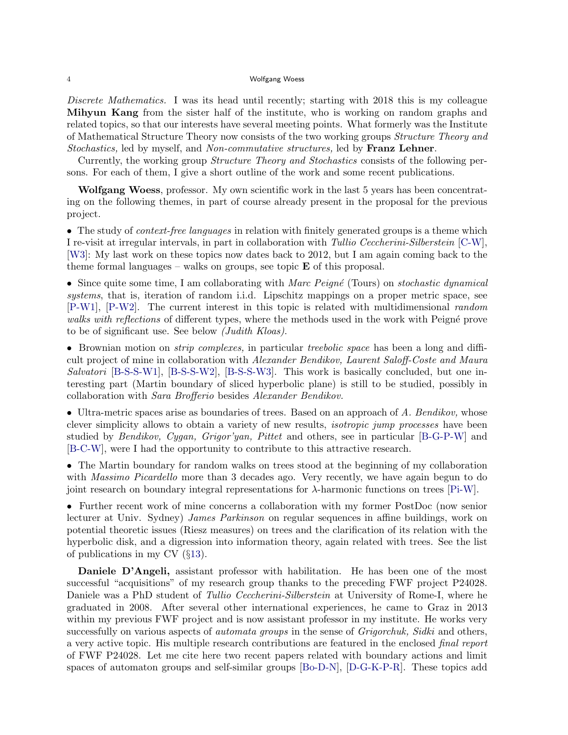*Discrete Mathematics.* I was its head until recently; starting with 2018 this is my colleague **Mihyun Kang** from the sister half of the institute, who is working on random graphs and related topics, so that our interests have several meeting points. What formerly was the Institute of Mathematical Structure Theory now consists of the two working groups *Structure Theory and Stochastics,* led by myself, and *Non-commutative structures,* led by **Franz Lehner**.

Currently, the working group *Structure Theory and Stochastics* consists of the following persons. For each of them, I give a short outline of the work and some recent publications.

**Wolfgang Woess**, professor. My own scientific work in the last 5 years has been concentrating on the following themes, in part of course already present in the proposal for the previous project.

• The study of *context-free languages* in relation with finitely generated groups is a theme which I re-visit at irregular intervals, in part in collaboration with *Tullio Ceccherini-Silberstein* [C-W], [W3]: My last work on these topics now dates back to 2012, but I am again coming back to the theme formal languages – walks on groups, see topic **E** of this proposal.

• Since quite some time, I am collaborating with *Marc Peigné* (Tours) on *stochastic dynamical systems*, that is, iteration of random i.i.d. Lipschitz mappings on a proper metric space, see [P-W1], [P-W2]. The current interest in this topic is related with multidimensional *random walks with reflections* of different types, where the methods used in the work with Peigné prove to be of significant use. See below *(Judith Kloas).*

• Brownian motion on *strip complexes,* in particular *treebolic space* has been a long and difficult project of mine in collaboration with *Alexander Bendikov, Laurent Saloff-Coste and Maura Salvatori* [B-S-S-W1], [B-S-S-W2], [B-S-S-W3]. This work is basically concluded, but one interesting part (Martin boundary of sliced hyperbolic plane) is still to be studied, possibly in collaboration with *Sara Brofferio* besides *Alexander Bendikov.*

• Ultra-metric spaces arise as boundaries of trees. Based on an approach of *A. Bendikov,* whose clever simplicity allows to obtain a variety of new results, *isotropic jump processes* have been studied by *Bendikov, Cygan, Grigor'yan, Pittet* and others, see in particular [B-G-P-W] and [B-C-W], were I had the opportunity to contribute to this attractive research.

• The Martin boundary for random walks on trees stood at the beginning of my collaboration with *Massimo Picardello* more than 3 decades ago. Very recently, we have again begun to do joint research on boundary integral representations for $\lambda$-harmonic functions on trees [Pi-W].

• Further recent work of mine concerns a collaboration with my former PostDoc (now senior lecturer at Univ. Sydney) *James Parkinson* on regular sequences in affine buildings, work on potential theoretic issues (Riesz measures) on trees and the clarification of its relation with the hyperbolic disk, and a digression into information theory, again related with trees. See the list of publications in my CV (§13).

**Daniele D'Angeli,** assistant professor with habilitation. He has been one of the most successful "acquisitions" of my research group thanks to the preceding FWF project P24028. Daniele was a PhD student of *Tullio Ceccherini-Silberstein* at University of Rome-I, where he graduated in 2008. After several other international experiences, he came to Graz in 2013 within my previous FWF project and is now assistant professor in my institute. He works very successfully on various aspects of *automata groups* in the sense of *Grigorchuk, Sidki* and others, a very active topic. His multiple research contributions are featured in the enclosed *final report* of FWF P24028. Let me cite here two recent papers related with boundary actions and limit spaces of automaton groups and self-similar groups [Bo-D-N], [D-G-K-P-R]. These topics add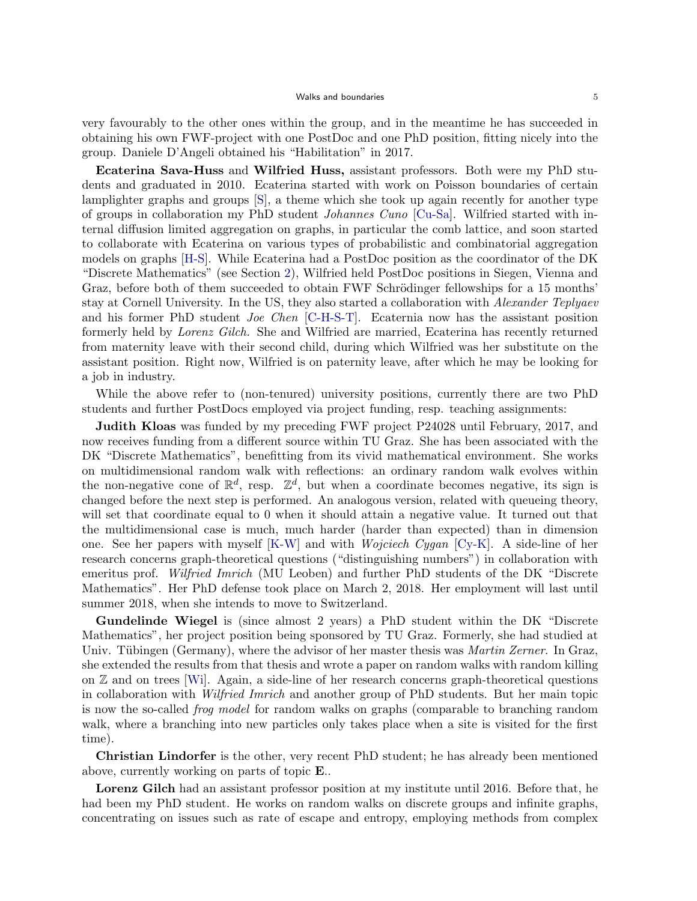very favourably to the other ones within the group, and in the meantime he has succeeded in obtaining his own FWF-project with one PostDoc and one PhD position, fitting nicely into the group. Daniele D'Angeli obtained his "Habilitation" in 2017.

**Ecaterina Sava-Huss** and **Wilfried Huss,** assistant professors. Both were my PhD students and graduated in 2010. Ecaterina started with work on Poisson boundaries of certain lamplighter graphs and groups [S], a theme which she took up again recently for another type of groups in collaboration my PhD student *Johannes Cuno* [Cu-Sa]. Wilfried started with internal diffusion limited aggregation on graphs, in particular the comb lattice, and soon started to collaborate with Ecaterina on various types of probabilistic and combinatorial aggregation models on graphs [H-S]. While Ecaterina had a PostDoc position as the coordinator of the DK "Discrete Mathematics" (see Section 2), Wilfried held PostDoc positions in Siegen, Vienna and Graz, before both of them succeeded to obtain FWF Schrödinger fellowships for a 15 months' stay at Cornell University. In the US, they also started a collaboration with *Alexander Teplyaev* and his former PhD student *Joe Chen* [C-H-S-T]. Ecaternia now has the assistant position formerly held by *Lorenz Gilch.* She and Wilfried are married, Ecaterina has recently returned from maternity leave with their second child, during which Wilfried was her substitute on the assistant position. Right now, Wilfried is on paternity leave, after which he may be looking for a job in industry.

While the above refer to (non-tenured) university positions, currently there are two PhD students and further PostDocs employed via project funding, resp. teaching assignments:

**Judith Kloas** was funded by my preceding FWF project P24028 until February, 2017, and now receives funding from a different source within TU Graz. She has been associated with the DK "Discrete Mathematics", benefitting from its vivid mathematical environment. She works on multidimensional random walk with reflections: an ordinary random walk evolves within the non-negative cone of $\mathbb{R}^d$, resp. $\mathbb{Z}^d$, but when a coordinate becomes negative, its sign is changed before the next step is performed. An analogous version, related with queueing theory, will set that coordinate equal to 0 when it should attain a negative value. It turned out that the multidimensional case is much, much harder (harder than expected) than in dimension one. See her papers with myself [K-W] and with *Wojciech Cygan* [Cy-K]. A side-line of her research concerns graph-theoretical questions ("distinguishing numbers") in collaboration with emeritus prof. *Wilfried Imrich* (MU Leoben) and further PhD students of the DK "Discrete Mathematics". Her PhD defense took place on March 2, 2018. Her employment will last until summer 2018, when she intends to move to Switzerland.

**Gundelinde Wiegel** is (since almost 2 years) a PhD student within the DK "Discrete Mathematics", her project position being sponsored by TU Graz. Formerly, she had studied at Univ. Tübingen (Germany), where the advisor of her master thesis was *Martin Zerner.* In Graz, she extended the results from that thesis and wrote a paper on random walks with random killing on $\mathbb{Z}$ and on trees [Wi]. Again, a side-line of her research concerns graph-theoretical questions in collaboration with *Wilfried Imrich* and another group of PhD students. But her main topic is now the so-called *frog model* for random walks on graphs (comparable to branching random walk, where a branching into new particles only takes place when a site is visited for the first time).

**Christian Lindorfer** is the other, very recent PhD student; he has already been mentioned above, currently working on parts of topic **E**..

**Lorenz Gilch** had an assistant professor position at my institute until 2016. Before that, he had been my PhD student. He works on random walks on discrete groups and infinite graphs, concentrating on issues such as rate of escape and entropy, employing methods from complex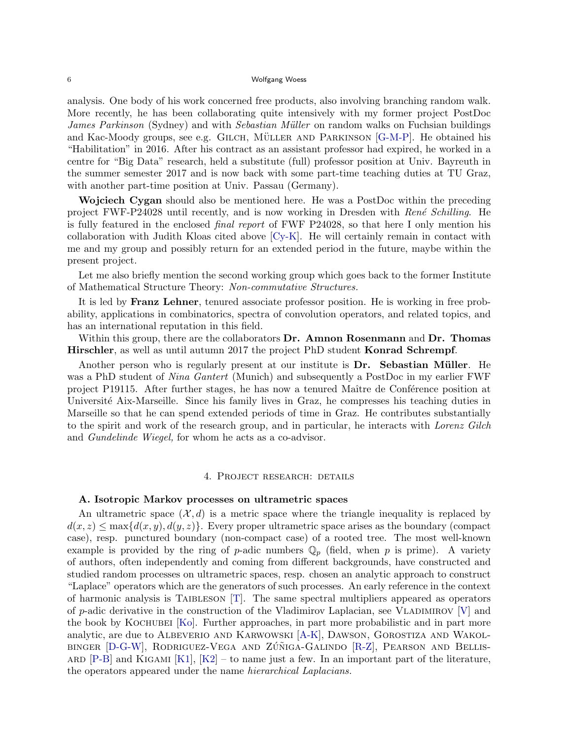analysis. One body of his work concerned free products, also involving branching random walk. More recently, he has been collaborating quite intensively with my former project PostDoc *James Parkinson* (Sydney) and with *Sebastian Müller* on random walks on Fuchsian buildings and Kac-Moody groups, see e.g. Gilch, Müller and Parkinson [G-M-P]. He obtained his "Habilitation" in 2016. After his contract as an assistant professor had expired, he worked in a centre for "Big Data" research, held a substitute (full) professor position at Univ. Bayreuth in the summer semester 2017 and is now back with some part-time teaching duties at TU Graz, with another part-time position at Univ. Passau (Germany).

**Wojciech Cygan** should also be mentioned here. He was a PostDoc within the preceding project FWF-P24028 until recently, and is now working in Dresden with *René Schilling*. He is fully featured in the enclosed *final report* of FWF P24028, so that here I only mention his collaboration with Judith Kloas cited above [Cy-K]. He will certainly remain in contact with me and my group and possibly return for an extended period in the future, maybe within the present project.

Let me also briefly mention the second working group which goes back to the former Institute of Mathematical Structure Theory: *Non-commutative Structures.*

It is led by **Franz Lehner**, tenured associate professor position. He is working in free probability, applications in combinatorics, spectra of convolution operators, and related topics, and has an international reputation in this field.

Within this group, there are the collaborators **Dr. Amnon Rosenmann** and **Dr. Thomas Hirschler**, as well as until autumn 2017 the project PhD student **Konrad Schrempf**.

Another person who is regularly present at our institute is **Dr. Sebastian Müller**. He was a PhD student of *Nina Gantert* (Munich) and subsequently a PostDoc in my earlier FWF project P19115. After further stages, he has now a tenured Maître de Conférence position at Université Aix-Marseille. Since his family lives in Graz, he compresses his teaching duties in Marseille so that he can spend extended periods of time in Graz. He contributes substantially to the spirit and work of the research group, and in particular, he interacts with *Lorenz Gilch* and *Gundelinde Wiegel,* for whom he acts as a co-advisor.

## 4. Project research: details

### A. Isotropic Markov processes on ultrametric spaces

An ultrametric space $(\mathcal{X}, d)$ is a metric space where the triangle inequality is replaced by $d(x,z) \le \max\{d(x,y), d(y,z)\}$. Every proper ultrametric space arises as the boundary (compact case), resp. punctured boundary (non-compact case) of a rooted tree. The most well-known example is provided by the ring of $p$-adic numbers $\mathbb{Q}_p$ (field, when $p$ is prime). A variety of authors, often independently and coming from different backgrounds, have constructed and studied random processes on ultrametric spaces, resp. chosen an analytic approach to construct "Laplace" operators which are the generators of such processes. An early reference in the context of harmonic analysis is Taibleson [T]. The same spectral multipliers appeared as operators of $p$-adic derivative in the construction of the Vladimirov Laplacian, see Vladimirov [V] and the book by Kochubei [Ko]. Further approaches, in part more probabilistic and in part more analytic, are due to Albeverio and Karwowski [A-K], Dawson, Gorostiza and Wakolbinger [D-G-W], Rodriguez-Vega and Zúñiga-Galindo [R-Z], Pearson and Bellissard [P-B] and Kigami [K1], [K2] – to name just a few. In an important part of the literature, the operators appeared under the name *hierarchical Laplacians.*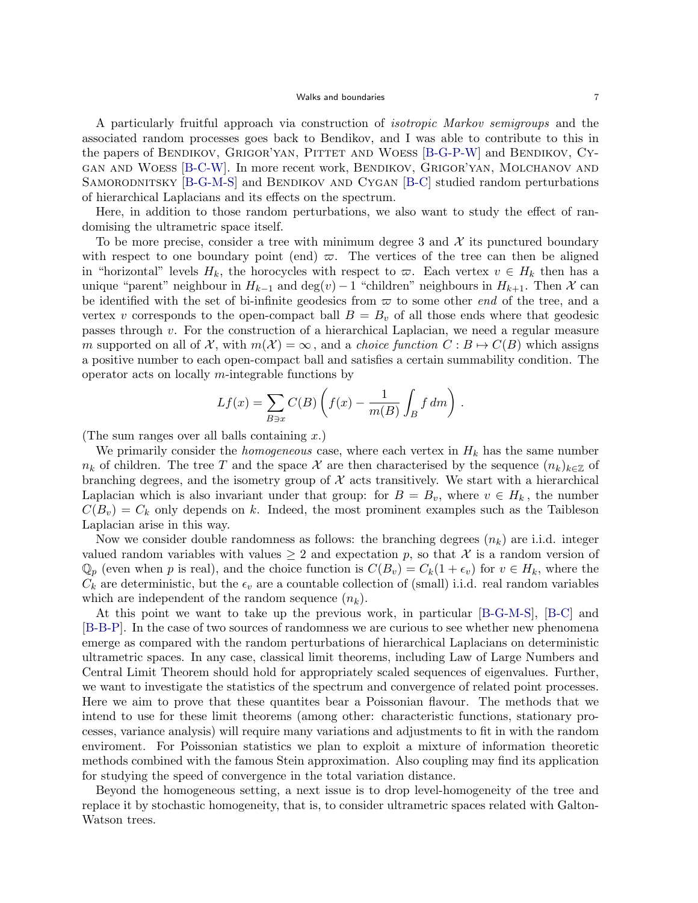A particularly fruitful approach via construction of *isotropic Markov semigroups* and the associated random processes goes back to Bendikov, and I was able to contribute to this in the papers of Bendikov, Grigor'yan, Pittet and Woess [B-G-P-W] and Bendikov, Cygan and Woess [B-C-W]. In more recent work, Bendikov, Grigor'yan, Molchanov and Samorodnitsky [B-G-M-S] and Bendikov and Cygan [B-C] studied random perturbations of hierarchical Laplacians and its effects on the spectrum.

Here, in addition to those random perturbations, we also want to study the effect of randomising the ultrametric space itself.

To be more precise, consider a tree with minimum degree 3 and $\mathcal{X}$ its punctured boundary with respect to one boundary point (end) $\varpi$. The vertices of the tree can then be aligned in "horizontal" levels $H_k$, the horocycles with respect to $\varpi$. Each vertex $v \in H_k$ then has a unique "parent" neighbour in $H_{k-1}$ and $\deg(v) - 1$ "children" neighbours in $H_{k+1}$. Then $\mathcal{X}$ can be identified with the set of bi-infinite geodesics from $\varpi$ to some other *end* of the tree, and a vertex $v$ corresponds to the open-compact ball $B = B_v$ of all those ends where that geodesic passes through $v$. For the construction of a hierarchical Laplacian, we need a regular measure $m$ supported on all of $\mathcal{X}$, with $m(\mathcal{X}) = \infty$, and a *choice function* $C : B \mapsto C(B)$ which assigns a positive number to each open-compact ball and satisfies a certain summability condition. The operator acts on locally $m$-integrable functions by

$$Lf(x) = \sum_{B \ni x} C(B) \left( f(x) - \frac{1}{m(B)} \int_B f \, dm \right).$$

(The sum ranges over all balls containing $x$.)

We primarily consider the *homogeneous* case, where each vertex in $H_k$ has the same number $n_k$ of children. The tree $T$ and the space $\mathcal{X}$ are then characterised by the sequence $(n_k)_{k \in \mathbb{Z}}$ of branching degrees, and the isometry group of $\mathcal{X}$ acts transitively. We start with a hierarchical Laplacian which is also invariant under that group: for $B = B_v$, where $v \in H_k$, the number $C(B_v) = C_k$ only depends on $k$. Indeed, the most prominent examples such as the Taibleson Laplacian arise in this way.

Now we consider double randomness as follows: the branching degrees $(n_k)$ are i.i.d. integer valued random variables with values $\geq 2$ and expectation $p$, so that $\mathcal{X}$ is a random version of $\mathbb{Q}_p$ (even when $p$ is real), and the choice function is $C(B_v) = C_k(1 + \epsilon_v)$ for $v \in H_k$, where the $C_k$ are deterministic, but the $\epsilon_v$ are a countable collection of (small) i.i.d. real random variables which are independent of the random sequence $(n_k)$.

At this point we want to take up the previous work, in particular [B-G-M-S], [B-C] and [B-B-P]. In the case of two sources of randomness we are curious to see whether new phenomena emerge as compared with the random perturbations of hierarchical Laplacians on deterministic ultrametric spaces. In any case, classical limit theorems, including Law of Large Numbers and Central Limit Theorem should hold for appropriately scaled sequences of eigenvalues. Further, we want to investigate the statistics of the spectrum and convergence of related point processes. Here we aim to prove that these quantites bear a Poissonian flavour. The methods that we intend to use for these limit theorems (among other: characteristic functions, stationary processes, variance analysis) will require many variations and adjustments to fit in with the random enviroment. For Poissonian statistics we plan to exploit a mixture of information theoretic methods combined with the famous Stein approximation. Also coupling may find its application for studying the speed of convergence in the total variation distance.

Beyond the homogeneous setting, a next issue is to drop level-homogeneity of the tree and replace it by stochastic homogeneity, that is, to consider ultrametric spaces related with Galton-Watson trees.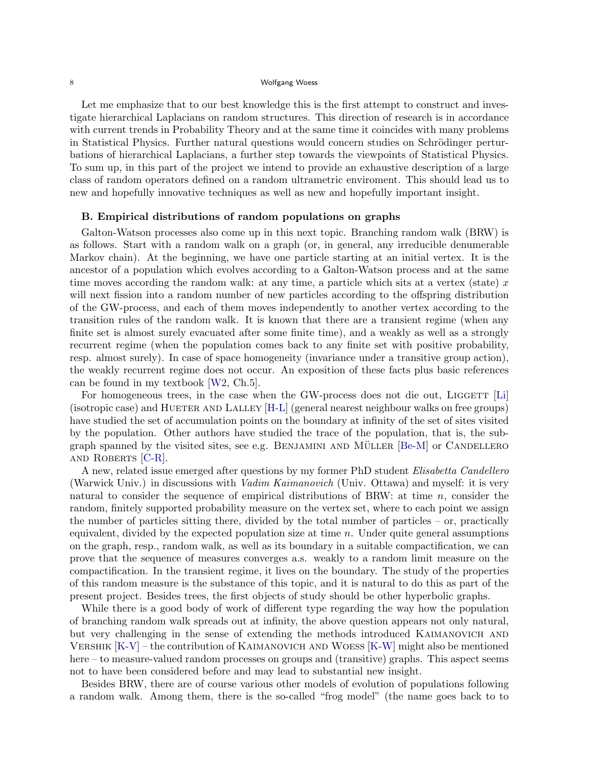Let me emphasize that to our best knowledge this is the first attempt to construct and investigate hierarchical Laplacians on random structures. This direction of research is in accordance with current trends in Probability Theory and at the same time it coincides with many problems in Statistical Physics. Further natural questions would concern studies on Schrödinger perturbations of hierarchical Laplacians, a further step towards the viewpoints of Statistical Physics. To sum up, in this part of the project we intend to provide an exhaustive description of a large class of random operators defined on a random ultrametric enviroment. This should lead us to new and hopefully innovative techniques as well as new and hopefully important insight.

**B. Empirical distributions of random populations on graphs**

Galton-Watson processes also come up in this next topic. Branching random walk (BRW) is as follows. Start with a random walk on a graph (or, in general, any irreducible denumerable Markov chain). At the beginning, we have one particle starting at an initial vertex. It is the ancestor of a population which evolves according to a Galton-Watson process and at the same time moves according the random walk: at any time, a particle which sits at a vertex (state) $x$ will next fission into a random number of new particles according to the offspring distribution of the GW-process, and each of them moves independently to another vertex according to the transition rules of the random walk. It is known that there are a transient regime (when any finite set is almost surely evacuated after some finite time), and a weakly as well as a strongly recurrent regime (when the population comes back to any finite set with positive probability, resp. almost surely). In case of space homogeneity (invariance under a transitive group action), the weakly recurrent regime does not occur. An exposition of these facts plus basic references can be found in my textbook [W2, Ch.5].

For homogeneous trees, in the case when the GW-process does not die out, Liggett [Li] (isotropic case) and Hueter and Lalley [H-L] (general nearest neighbour walks on free groups) have studied the set of accumulation points on the boundary at infinity of the set of sites visited by the population. Other authors have studied the trace of the population, that is, the subgraph spanned by the visited sites, see e.g. Benjamini and Müller [Be-M] or Candellero and Roberts [C-R].

A new, related issue emerged after questions by my former PhD student *Elisabetta Candellero* (Warwick Univ.) in discussions with *Vadim Kaimanovich* (Univ. Ottawa) and myself: it is very natural to consider the sequence of empirical distributions of BRW: at time $n$, consider the random, finitely supported probability measure on the vertex set, where to each point we assign the number of particles sitting there, divided by the total number of particles – or, practically equivalent, divided by the expected population size at time $n$. Under quite general assumptions on the graph, resp., random walk, as well as its boundary in a suitable compactification, we can prove that the sequence of measures converges a.s. weakly to a random limit measure on the compactification. In the transient regime, it lives on the boundary. The study of the properties of this random measure is the substance of this topic, and it is natural to do this as part of the present project. Besides trees, the first objects of study should be other hyperbolic graphs.

While there is a good body of work of different type regarding the way how the population of branching random walk spreads out at infinity, the above question appears not only natural, but very challenging in the sense of extending the methods introduced Kaimanovich and Vershik [K-V] – the contribution of Kaimanovich and Woess [K-W] might also be mentioned here – to measure-valued random processes on groups and (transitive) graphs. This aspect seems not to have been considered before and may lead to substantial new insight.

Besides BRW, there are of course various other models of evolution of populations following a random walk. Among them, there is the so-called "frog model" (the name goes back to to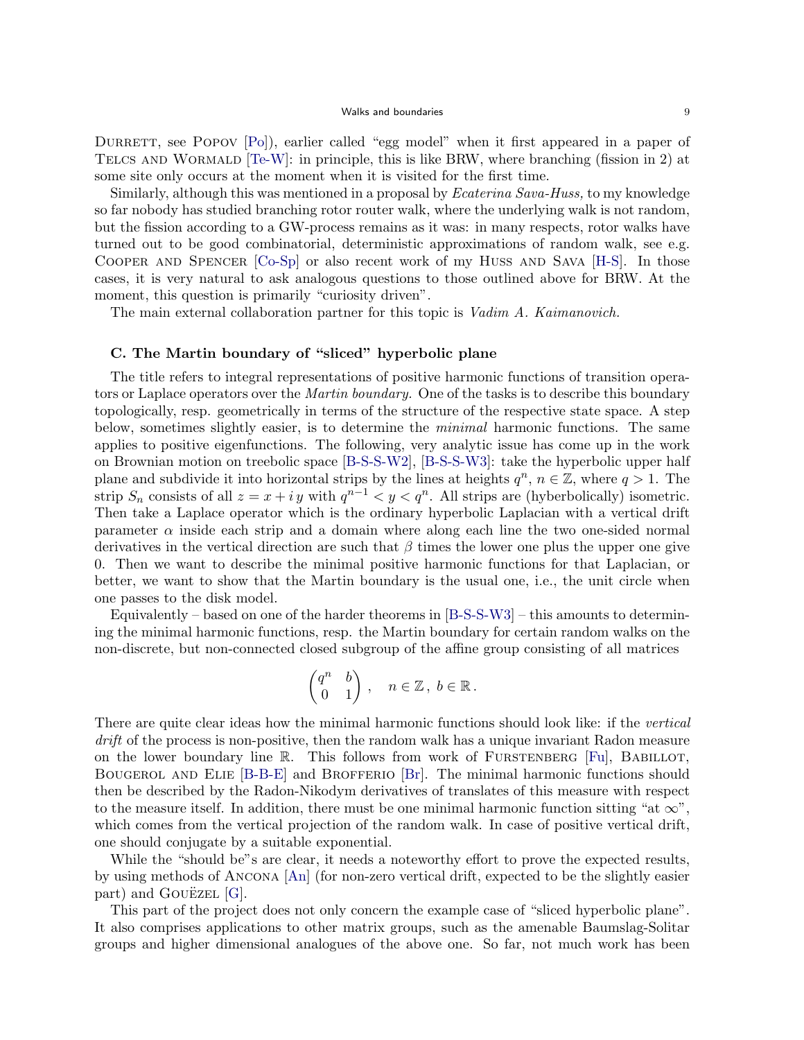Durrett, see Popov [Po]), earlier called "egg model" when it first appeared in a paper of Telcs and Wormald [Te-W]: in principle, this is like BRW, where branching (fission in 2) at some site only occurs at the moment when it is visited for the first time.

Similarly, although this was mentioned in a proposal by *Ecaterina Sava-Huss,* to my knowledge so far nobody has studied branching rotor router walk, where the underlying walk is not random, but the fission according to a GW-process remains as it was: in many respects, rotor walks have turned out to be good combinatorial, deterministic approximations of random walk, see e.g. Cooper and Spencer [Co-Sp] or also recent work of my Huss and Sava [H-S]. In those cases, it is very natural to ask analogous questions to those outlined above for BRW. At the moment, this question is primarily "curiosity driven".

The main external collaboration partner for this topic is *Vadim A. Kaimanovich.*

### C. The Martin boundary of "sliced" hyperbolic plane

The title refers to integral representations of positive harmonic functions of transition operators or Laplace operators over the *Martin boundary.* One of the tasks is to describe this boundary topologically, resp. geometrically in terms of the structure of the respective state space. A step below, sometimes slightly easier, is to determine the *minimal* harmonic functions. The same applies to positive eigenfunctions. The following, very analytic issue has come up in the work on Brownian motion on treebolic space [B-S-S-W2], [B-S-S-W3]: take the hyperbolic upper half plane and subdivide it into horizontal strips by the lines at heights $q^n$, $n \in \mathbb{Z}$, where $q > 1$. The strip $S_n$ consists of all $z = x + i\,y$ with $q^{n-1} < y < q^n$. All strips are (hyberbolically) isometric. Then take a Laplace operator which is the ordinary hyperbolic Laplacian with a vertical drift parameter $\alpha$ inside each strip and a domain where along each line the two one-sided normal derivatives in the vertical direction are such that $\beta$ times the lower one plus the upper one give 0. Then we want to describe the minimal positive harmonic functions for that Laplacian, or better, we want to show that the Martin boundary is the usual one, i.e., the unit circle when one passes to the disk model.

Equivalently – based on one of the harder theorems in [B-S-S-W3] – this amounts to determining the minimal harmonic functions, resp. the Martin boundary for certain random walks on the non-discrete, but non-connected closed subgroup of the affine group consisting of all matrices

$$\begin{pmatrix} q^n & b \\ 0 & 1 \end{pmatrix}, \quad n \in \mathbb{Z},\; b \in \mathbb{R}.$$

There are quite clear ideas how the minimal harmonic functions should look like: if the *vertical drift* of the process is non-positive, then the random walk has a unique invariant Radon measure on the lower boundary line $\mathbb{R}$. This follows from work of Furstenberg [Fu], Babillot, Bougerol and Elie [B-B-E] and Brofferio [Br]. The minimal harmonic functions should then be described by the Radon-Nikodym derivatives of translates of this measure with respect to the measure itself. In addition, there must be one minimal harmonic function sitting "at $\infty$", which comes from the vertical projection of the random walk. In case of positive vertical drift, one should conjugate by a suitable exponential.

While the "should be"s are clear, it needs a noteworthy effort to prove the expected results, by using methods of Ancona [An] (for non-zero vertical drift, expected to be the slightly easier part) and Gouëzel [G].

This part of the project does not only concern the example case of "sliced hyperbolic plane". It also comprises applications to other matrix groups, such as the amenable Baumslag-Solitar groups and higher dimensional analogues of the above one. So far, not much work has been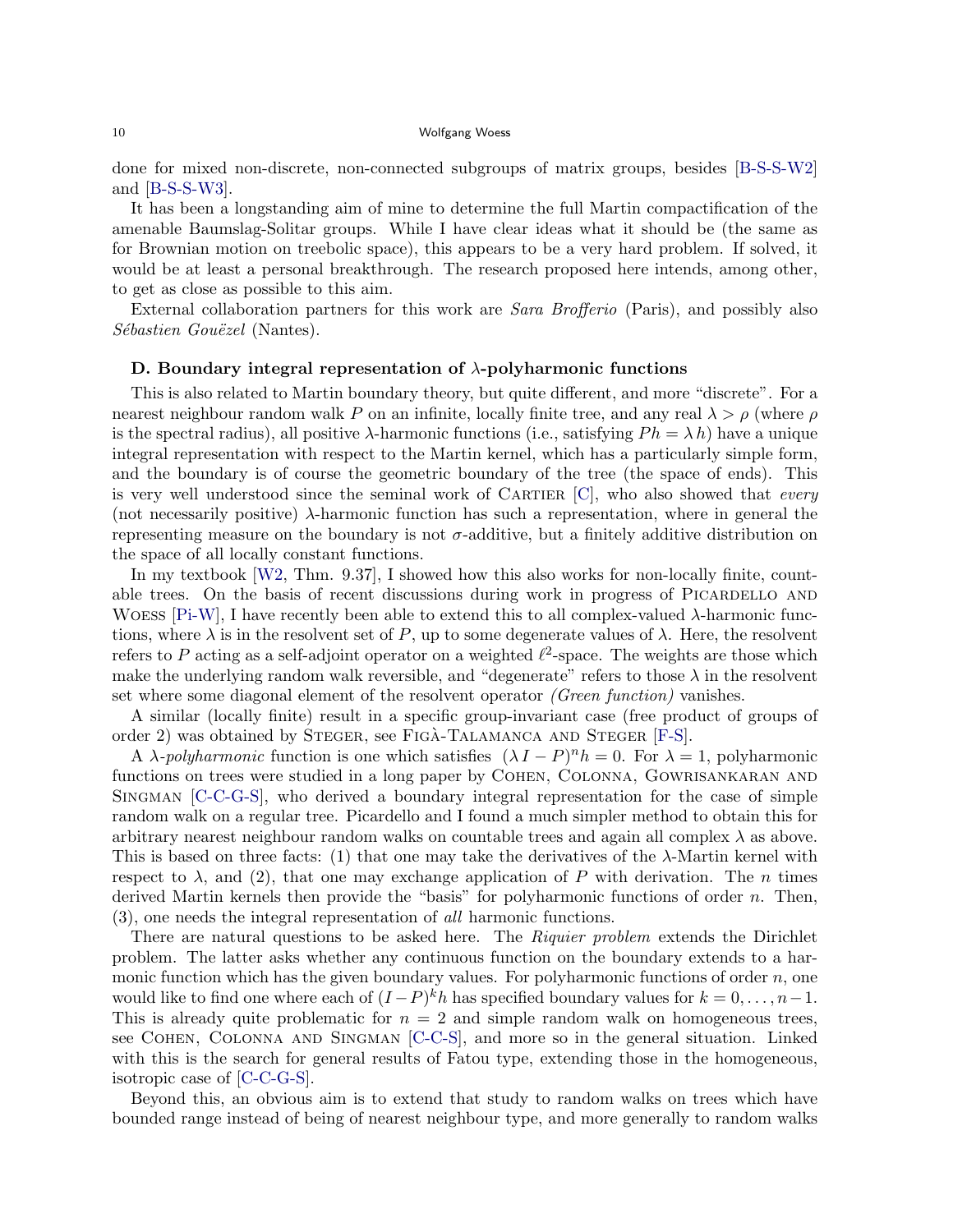done for mixed non-discrete, non-connected subgroups of matrix groups, besides [B-S-S-W2] and [B-S-S-W3].

It has been a longstanding aim of mine to determine the full Martin compactification of the amenable Baumslag-Solitar groups. While I have clear ideas what it should be (the same as for Brownian motion on treebolic space), this appears to be a very hard problem. If solved, it would be at least a personal breakthrough. The research proposed here intends, among other, to get as close as possible to this aim.

External collaboration partners for this work are *Sara Brofferio* (Paris), and possibly also *Sébastien Gouëzel* (Nantes).

### D. Boundary integral representation of $\lambda$-polyharmonic functions

This is also related to Martin boundary theory, but quite different, and more "discrete". For a nearest neighbour random walk $P$ on an infinite, locally finite tree, and any real $\lambda > \rho$ (where $\rho$ is the spectral radius), all positive $\lambda$-harmonic functions (i.e., satisfying $Ph = \lambda\, h$) have a unique integral representation with respect to the Martin kernel, which has a particularly simple form, and the boundary is of course the geometric boundary of the tree (the space of ends). This is very well understood since the seminal work of Cartier [C], who also showed that *every* (not necessarily positive) $\lambda$-harmonic function has such a representation, where in general the representing measure on the boundary is not $\sigma$-additive, but a finitely additive distribution on the space of all locally constant functions.

In my textbook [W2, Thm. 9.37], I showed how this also works for non-locally finite, countable trees. On the basis of recent discussions during work in progress of Picardello and Woess [Pi-W], I have recently been able to extend this to all complex-valued $\lambda$-harmonic functions, where $\lambda$ is in the resolvent set of $P$, up to some degenerate values of $\lambda$. Here, the resolvent refers to $P$ acting as a self-adjoint operator on a weighted $\ell^2$-space. The weights are those which make the underlying random walk reversible, and "degenerate" refers to those $\lambda$ in the resolvent set where some diagonal element of the resolvent operator *(Green function)* vanishes.

A similar (locally finite) result in a specific group-invariant case (free product of groups of order 2) was obtained by Steger, see Figà-Talamanca and Steger [F-S].

A $\lambda$-*polyharmonic* function is one which satisfies $(\lambda I - P)^n h = 0$. For $\lambda = 1$, polyharmonic functions on trees were studied in a long paper by Cohen, Colonna, Gowrisankaran and Singman [C-C-G-S], who derived a boundary integral representation for the case of simple random walk on a regular tree. Picardello and I found a much simpler method to obtain this for arbitrary nearest neighbour random walks on countable trees and again all complex $\lambda$ as above. This is based on three facts: (1) that one may take the derivatives of the $\lambda$-Martin kernel with respect to $\lambda$, and (2), that one may exchange application of $P$ with derivation. The $n$ times derived Martin kernels then provide the "basis" for polyharmonic functions of order $n$. Then, (3), one needs the integral representation of *all* harmonic functions.

There are natural questions to be asked here. The *Riquier problem* extends the Dirichlet problem. The latter asks whether any continuous function on the boundary extends to a harmonic function which has the given boundary values. For polyharmonic functions of order $n$, one would like to find one where each of $(I-P)^k h$ has specified boundary values for $k = 0, \dots, n-1$. This is already quite problematic for $n = 2$ and simple random walk on homogeneous trees, see Cohen, Colonna and Singman [C-C-S], and more so in the general situation. Linked with this is the search for general results of Fatou type, extending those in the homogeneous, isotropic case of [C-C-G-S].

Beyond this, an obvious aim is to extend that study to random walks on trees which have bounded range instead of being of nearest neighbour type, and more generally to random walks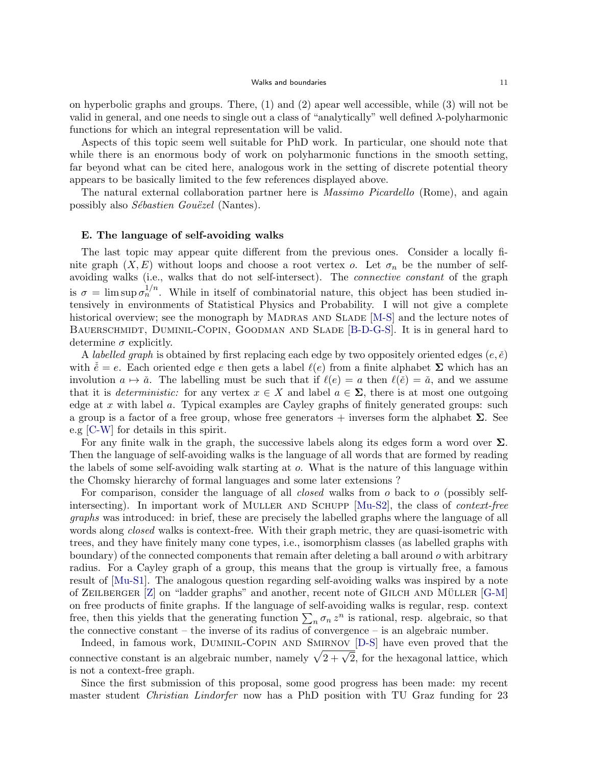on hyperbolic graphs and groups. There, (1) and (2) apear well accessible, while (3) will not be valid in general, and one needs to single out a class of "analytically" well defined $\lambda$-polyharmonic functions for which an integral representation will be valid.

Aspects of this topic seem well suitable for PhD work. In particular, one should note that while there is an enormous body of work on polyharmonic functions in the smooth setting, far beyond what can be cited here, analogous work in the setting of discrete potential theory appears to be basically limited to the few references displayed above.

The natural external collaboration partner here is *Massimo Picardello* (Rome), and again possibly also *Sébastien Gouëzel* (Nantes).

### E. The language of self-avoiding walks

The last topic may appear quite different from the previous ones. Consider a locally finite graph $(X, E)$ without loops and choose a root vertex $o$. Let $\sigma_n$ be the number of self-avoiding walks (i.e., walks that do not self-intersect). The *connective constant* of the graph is $\sigma = \limsup \sigma_n^{1/n}$. While in itself of combinatorial nature, this object has been studied intensively in environments of Statistical Physics and Probability. I will not give a complete historical overview; see the monograph by Madras and Slade [M-S] and the lecture notes of Bauerschmidt, Duminil-Copin, Goodman and Slade [B-D-G-S]. It is in general hard to determine $\sigma$ explicitly.

A *labelled graph* is obtained by first replacing each edge by two oppositely oriented edges $(e, \check{e})$ with $\check{\check{e}} = e$. Each oriented edge $e$ then gets a label $\ell(e)$ from a finite alphabet $\mathbf{\Sigma}$ which has an involution $a \mapsto \check{a}$. The labelling must be such that if $\ell(e) = a$ then $\ell(\check{e}) = \check{a}$, and we assume that it is *deterministic:* for any vertex $x \in X$ and label $a \in \mathbf{\Sigma}$, there is at most one outgoing edge at $x$ with label $a$. Typical examples are Cayley graphs of finitely generated groups: such a group is a factor of a free group, whose free generators + inverses form the alphabet $\mathbf{\Sigma}$. See e.g [C-W] for details in this spirit.

For any finite walk in the graph, the successive labels along its edges form a word over $\mathbf{\Sigma}$. Then the language of self-avoiding walks is the language of all words that are formed by reading the labels of some self-avoiding walk starting at $o$. What is the nature of this language within the Chomsky hierarchy of formal languages and some later extensions ?

For comparison, consider the language of all *closed* walks from $o$ back to $o$ (possibly self-intersecting). In important work of Muller and Schupp [Mu-S2], the class of *context-free graphs* was introduced: in brief, these are precisely the labelled graphs where the language of all words along *closed* walks is context-free. With their graph metric, they are quasi-isometric with trees, and they have finitely many cone types, i.e., isomorphism classes (as labelled graphs with boundary) of the connected components that remain after deleting a ball around $o$ with arbitrary radius. For a Cayley graph of a group, this means that the group is virtually free, a famous result of [Mu-S1]. The analogous question regarding self-avoiding walks was inspired by a note of Zeilberger [Z] on "ladder graphs" and another, recent note of Gilch and Müller [G-M] on free products of finite graphs. If the language of self-avoiding walks is regular, resp. context free, then this yields that the generating function $\sum_n \sigma_n z^n$ is rational, resp. algebraic, so that the connective constant – the inverse of its radius of convergence – is an algebraic number.

Indeed, in famous work, Duminil-Copin and Smirnov [D-S] have even proved that the connective constant is an algebraic number, namely $\sqrt{2 + \sqrt{2}}$, for the hexagonal lattice, which is not a context-free graph.

Since the first submission of this proposal, some good progress has been made: my recent master student *Christian Lindorfer* now has a PhD position with TU Graz funding for 23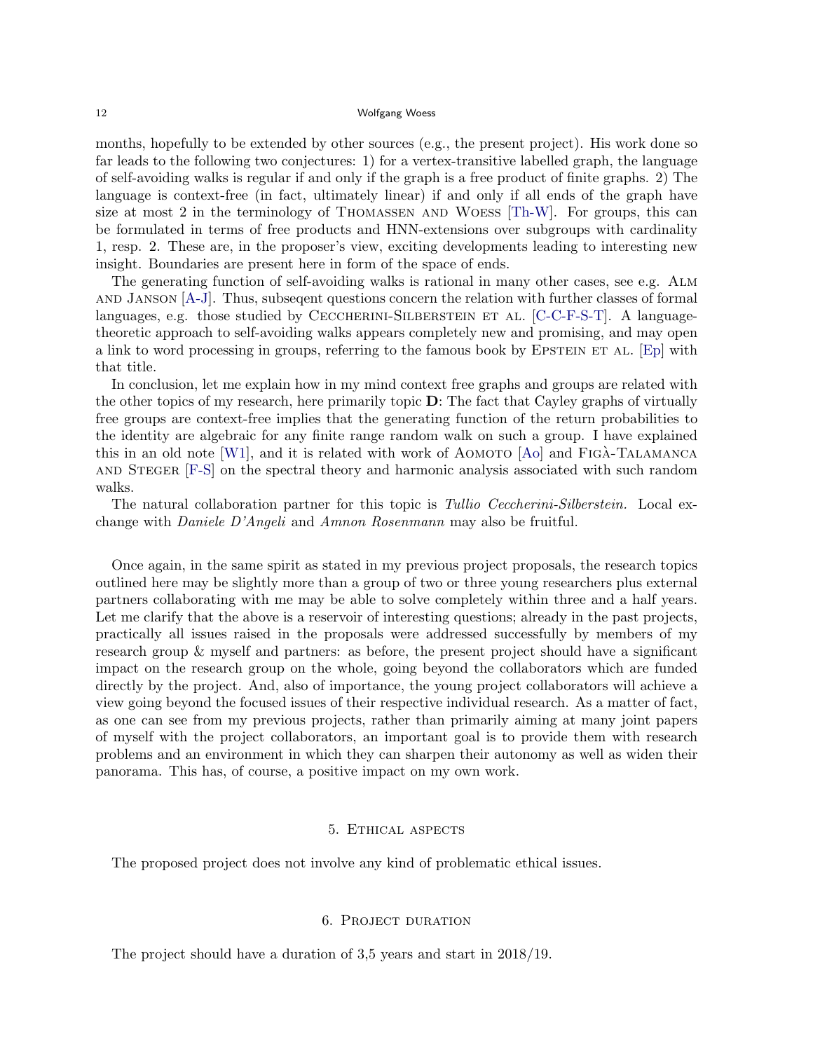months, hopefully to be extended by other sources (e.g., the present project). His work done so far leads to the following two conjectures: 1) for a vertex-transitive labelled graph, the language of self-avoiding walks is regular if and only if the graph is a free product of finite graphs. 2) The language is context-free (in fact, ultimately linear) if and only if all ends of the graph have size at most 2 in the terminology of Thomassen and Woess [Th-W]. For groups, this can be formulated in terms of free products and HNN-extensions over subgroups with cardinality 1, resp. 2. These are, in the proposer's view, exciting developments leading to interesting new insight. Boundaries are present here in form of the space of ends.

The generating function of self-avoiding walks is rational in many other cases, see e.g. Alm and Janson [A-J]. Thus, subseqent questions concern the relation with further classes of formal languages, e.g. those studied by Ceccherini-Silberstein et al. [C-C-F-S-T]. A language-theoretic approach to self-avoiding walks appears completely new and promising, and may open a link to word processing in groups, referring to the famous book by Epstein et al. [Ep] with that title.

In conclusion, let me explain how in my mind context free graphs and groups are related with the other topics of my research, here primarily topic **D**: The fact that Cayley graphs of virtually free groups are context-free implies that the generating function of the return probabilities to the identity are algebraic for any finite range random walk on such a group. I have explained this in an old note [W1], and it is related with work of Aomoto [Ao] and Figà-Talamanca and Steger [F-S] on the spectral theory and harmonic analysis associated with such random walks.

The natural collaboration partner for this topic is *Tullio Ceccherini-Silberstein.* Local exchange with *Daniele D'Angeli* and *Amnon Rosenmann* may also be fruitful.

Once again, in the same spirit as stated in my previous project proposals, the research topics outlined here may be slightly more than a group of two or three young researchers plus external partners collaborating with me may be able to solve completely within three and a half years. Let me clarify that the above is a reservoir of interesting questions; already in the past projects, practically all issues raised in the proposals were addressed successfully by members of my research group & myself and partners: as before, the present project should have a significant impact on the research group on the whole, going beyond the collaborators which are funded directly by the project. And, also of importance, the young project collaborators will achieve a view going beyond the focused issues of their respective individual research. As a matter of fact, as one can see from my previous projects, rather than primarily aiming at many joint papers of myself with the project collaborators, an important goal is to provide them with research problems and an environment in which they can sharpen their autonomy as well as widen their panorama. This has, of course, a positive impact on my own work.

## 5. Ethical aspects

The proposed project does not involve any kind of problematic ethical issues.

## 6. Project duration

The project should have a duration of 3,5 years and start in 2018/19.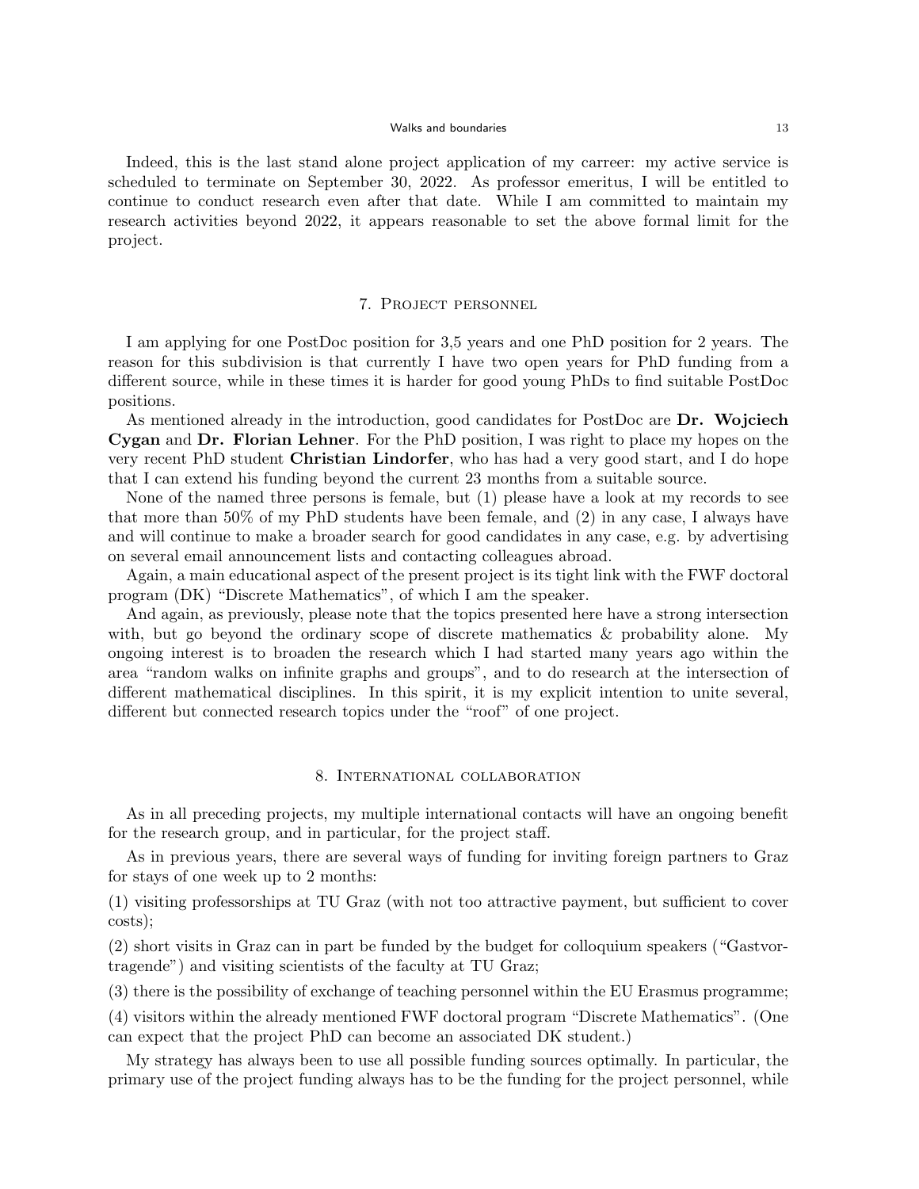Indeed, this is the last stand alone project application of my carreer: my active service is scheduled to terminate on September 30, 2022. As professor emeritus, I will be entitled to continue to conduct research even after that date. While I am committed to maintain my research activities beyond 2022, it appears reasonable to set the above formal limit for the project.

## 7. Project personnel

I am applying for one PostDoc position for 3,5 years and one PhD position for 2 years. The reason for this subdivision is that currently I have two open years for PhD funding from a different source, while in these times it is harder for good young PhDs to find suitable PostDoc positions.

As mentioned already in the introduction, good candidates for PostDoc are **Dr. Wojciech Cygan** and **Dr. Florian Lehner**. For the PhD position, I was right to place my hopes on the very recent PhD student **Christian Lindorfer**, who has had a very good start, and I do hope that I can extend his funding beyond the current 23 months from a suitable source.

None of the named three persons is female, but (1) please have a look at my records to see that more than 50% of my PhD students have been female, and (2) in any case, I always have and will continue to make a broader search for good candidates in any case, e.g. by advertising on several email announcement lists and contacting colleagues abroad.

Again, a main educational aspect of the present project is its tight link with the FWF doctoral program (DK) "Discrete Mathematics", of which I am the speaker.

And again, as previously, please note that the topics presented here have a strong intersection with, but go beyond the ordinary scope of discrete mathematics & probability alone. My ongoing interest is to broaden the research which I had started many years ago within the area "random walks on infinite graphs and groups", and to do research at the intersection of different mathematical disciplines. In this spirit, it is my explicit intention to unite several, different but connected research topics under the "roof" of one project.

## 8. International collaboration

As in all preceding projects, my multiple international contacts will have an ongoing benefit for the research group, and in particular, for the project staff.

As in previous years, there are several ways of funding for inviting foreign partners to Graz for stays of one week up to 2 months:

(1) visiting professorships at TU Graz (with not too attractive payment, but sufficient to cover costs);

(2) short visits in Graz can in part be funded by the budget for colloquium speakers ("Gastvortragende") and visiting scientists of the faculty at TU Graz;

(3) there is the possibility of exchange of teaching personnel within the EU Erasmus programme;

(4) visitors within the already mentioned FWF doctoral program "Discrete Mathematics". (One can expect that the project PhD can become an associated DK student.)

My strategy has always been to use all possible funding sources optimally. In particular, the primary use of the project funding always has to be the funding for the project personnel, while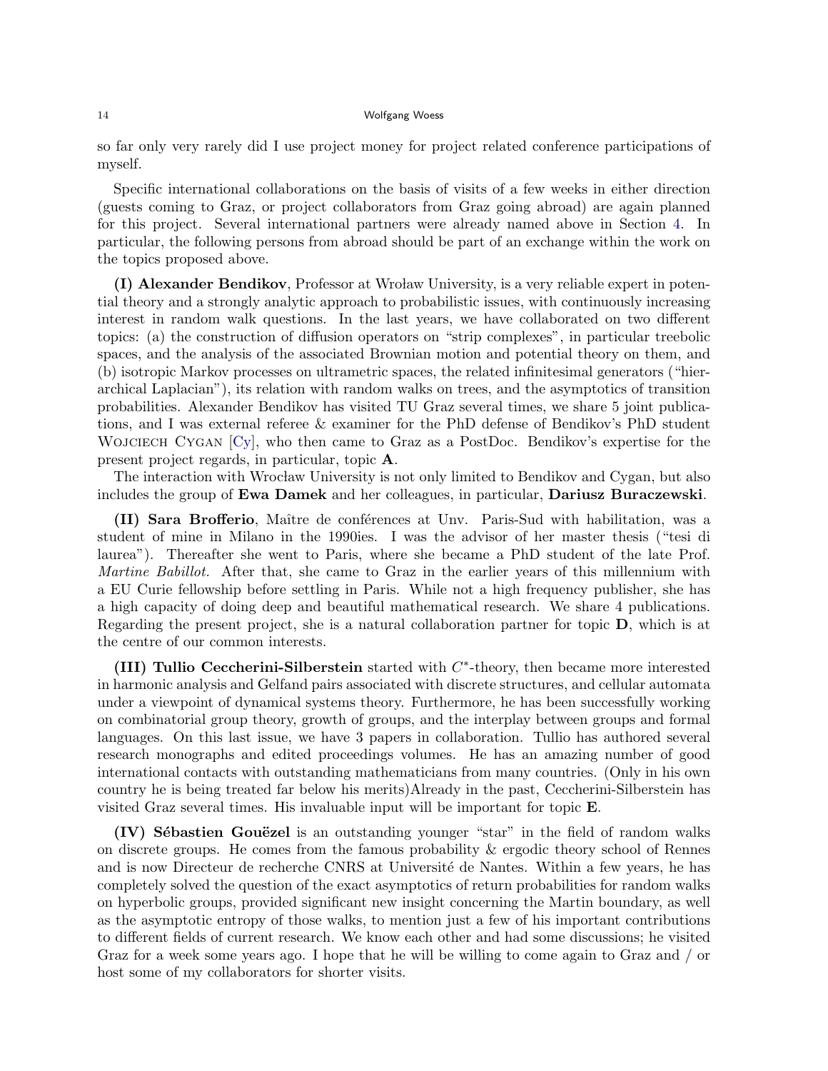so far only very rarely did I use project money for project related conference participations of myself.

Specific international collaborations on the basis of visits of a few weeks in either direction (guests coming to Graz, or project collaborators from Graz going abroad) are again planned for this project. Several international partners were already named above in Section 4. In particular, the following persons from abroad should be part of an exchange within the work on the topics proposed above.

**(I) Alexander Bendikov**, Professor at Wroław University, is a very reliable expert in potential theory and a strongly analytic approach to probabilistic issues, with continuously increasing interest in random walk questions. In the last years, we have collaborated on two different topics: (a) the construction of diffusion operators on "strip complexes", in particular treebolic spaces, and the analysis of the associated Brownian motion and potential theory on them, and (b) isotropic Markov processes on ultrametric spaces, the related infinitesimal generators ("hierarchical Laplacian"), its relation with random walks on trees, and the asymptotics of transition probabilities. Alexander Bendikov has visited TU Graz several times, we share 5 joint publications, and I was external referee & examiner for the PhD defense of Bendikov's PhD student Wojciech Cygan [Cy], who then came to Graz as a PostDoc. Bendikov's expertise for the present project regards, in particular, topic **A**.

The interaction with Wrocław University is not only limited to Bendikov and Cygan, but also includes the group of **Ewa Damek** and her colleagues, in particular, **Dariusz Buraczewski**.

**(II) Sara Brofferio**, Maître de conférences at Unv. Paris-Sud with habilitation, was a student of mine in Milano in the 1990ies. I was the advisor of her master thesis ("tesi di laurea"). Thereafter she went to Paris, where she became a PhD student of the late Prof. *Martine Babillot.* After that, she came to Graz in the earlier years of this millennium with a EU Curie fellowship before settling in Paris. While not a high frequency publisher, she has a high capacity of doing deep and beautiful mathematical research. We share 4 publications. Regarding the present project, she is a natural collaboration partner for topic **D**, which is at the centre of our common interests.

**(III) Tullio Ceccherini-Silberstein** started with $C^*$-theory, then became more interested in harmonic analysis and Gelfand pairs associated with discrete structures, and cellular automata under a viewpoint of dynamical systems theory. Furthermore, he has been successfully working on combinatorial group theory, growth of groups, and the interplay between groups and formal languages. On this last issue, we have 3 papers in collaboration. Tullio has authored several research monographs and edited proceedings volumes. He has an amazing number of good international contacts with outstanding mathematicians from many countries. (Only in his own country he is being treated far below his merits)Already in the past, Ceccherini-Silberstein has visited Graz several times. His invaluable input will be important for topic **E**.

**(IV) Sébastien Gouëzel** is an outstanding younger "star" in the field of random walks on discrete groups. He comes from the famous probability & ergodic theory school of Rennes and is now Directeur de recherche CNRS at Université de Nantes. Within a few years, he has completely solved the question of the exact asymptotics of return probabilities for random walks on hyperbolic groups, provided significant new insight concerning the Martin boundary, as well as the asymptotic entropy of those walks, to mention just a few of his important contributions to different fields of current research. We know each other and had some discussions; he visited Graz for a week some years ago. I hope that he will be willing to come again to Graz and / or host some of my collaborators for shorter visits.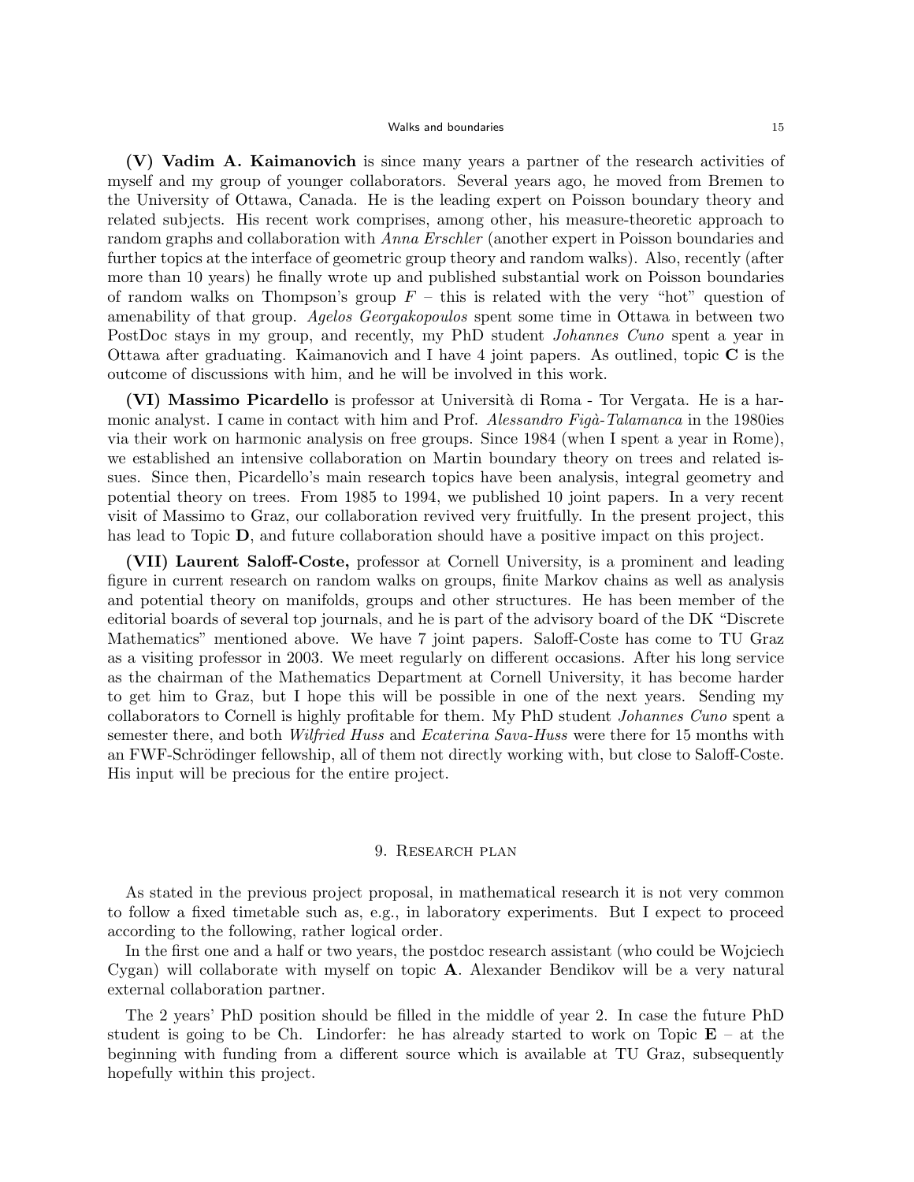**(V) Vadim A. Kaimanovich** is since many years a partner of the research activities of myself and my group of younger collaborators. Several years ago, he moved from Bremen to the University of Ottawa, Canada. He is the leading expert on Poisson boundary theory and related subjects. His recent work comprises, among other, his measure-theoretic approach to random graphs and collaboration with *Anna Erschler* (another expert in Poisson boundaries and further topics at the interface of geometric group theory and random walks). Also, recently (after more than 10 years) he finally wrote up and published substantial work on Poisson boundaries of random walks on Thompson's group $F$ – this is related with the very "hot" question of amenability of that group. *Agelos Georgakopoulos* spent some time in Ottawa in between two PostDoc stays in my group, and recently, my PhD student *Johannes Cuno* spent a year in Ottawa after graduating. Kaimanovich and I have 4 joint papers. As outlined, topic **C** is the outcome of discussions with him, and he will be involved in this work.

**(VI) Massimo Picardello** is professor at Università di Roma - Tor Vergata. He is a harmonic analyst. I came in contact with him and Prof. *Alessandro Figà-Talamanca* in the 1980ies via their work on harmonic analysis on free groups. Since 1984 (when I spent a year in Rome), we established an intensive collaboration on Martin boundary theory on trees and related issues. Since then, Picardello's main research topics have been analysis, integral geometry and potential theory on trees. From 1985 to 1994, we published 10 joint papers. In a very recent visit of Massimo to Graz, our collaboration revived very fruitfully. In the present project, this has lead to Topic **D**, and future collaboration should have a positive impact on this project.

**(VII) Laurent Saloff-Coste,** professor at Cornell University, is a prominent and leading figure in current research on random walks on groups, finite Markov chains as well as analysis and potential theory on manifolds, groups and other structures. He has been member of the editorial boards of several top journals, and he is part of the advisory board of the DK "Discrete Mathematics" mentioned above. We have 7 joint papers. Saloff-Coste has come to TU Graz as a visiting professor in 2003. We meet regularly on different occasions. After his long service as the chairman of the Mathematics Department at Cornell University, it has become harder to get him to Graz, but I hope this will be possible in one of the next years. Sending my collaborators to Cornell is highly profitable for them. My PhD student *Johannes Cuno* spent a semester there, and both *Wilfried Huss* and *Ecaterina Sava-Huss* were there for 15 months with an FWF-Schrödinger fellowship, all of them not directly working with, but close to Saloff-Coste. His input will be precious for the entire project.

## 9. Research plan

As stated in the previous project proposal, in mathematical research it is not very common to follow a fixed timetable such as, e.g., in laboratory experiments. But I expect to proceed according to the following, rather logical order.

In the first one and a half or two years, the postdoc research assistant (who could be Wojciech Cygan) will collaborate with myself on topic **A**. Alexander Bendikov will be a very natural external collaboration partner.

The 2 years' PhD position should be filled in the middle of year 2. In case the future PhD student is going to be Ch. Lindorfer: he has already started to work on Topic **E** – at the beginning with funding from a different source which is available at TU Graz, subsequently hopefully within this project.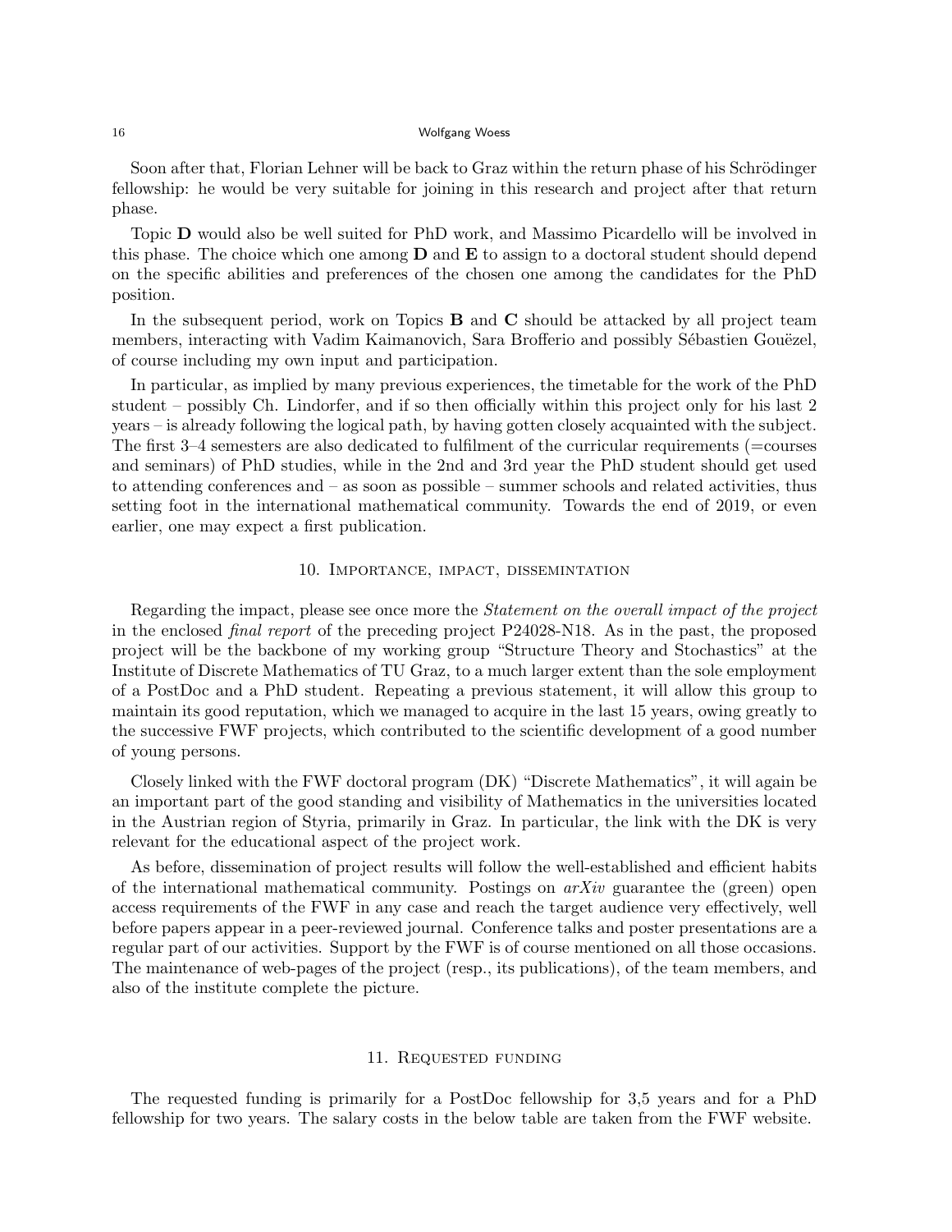Soon after that, Florian Lehner will be back to Graz within the return phase of his Schrödinger fellowship: he would be very suitable for joining in this research and project after that return phase.

Topic **D** would also be well suited for PhD work, and Massimo Picardello will be involved in this phase. The choice which one among **D** and **E** to assign to a doctoral student should depend on the specific abilities and preferences of the chosen one among the candidates for the PhD position.

In the subsequent period, work on Topics **B** and **C** should be attacked by all project team members, interacting with Vadim Kaimanovich, Sara Brofferio and possibly Sébastien Gouëzel, of course including my own input and participation.

In particular, as implied by many previous experiences, the timetable for the work of the PhD student – possibly Ch. Lindorfer, and if so then officially within this project only for his last 2 years – is already following the logical path, by having gotten closely acquainted with the subject. The first 3–4 semesters are also dedicated to fulfilment of the curricular requirements (=courses and seminars) of PhD studies, while in the 2nd and 3rd year the PhD student should get used to attending conferences and – as soon as possible – summer schools and related activities, thus setting foot in the international mathematical community. Towards the end of 2019, or even earlier, one may expect a first publication.

## 10. Importance, impact, dissemintation

Regarding the impact, please see once more the *Statement on the overall impact of the project* in the enclosed *final report* of the preceding project P24028-N18. As in the past, the proposed project will be the backbone of my working group "Structure Theory and Stochastics" at the Institute of Discrete Mathematics of TU Graz, to a much larger extent than the sole employment of a PostDoc and a PhD student. Repeating a previous statement, it will allow this group to maintain its good reputation, which we managed to acquire in the last 15 years, owing greatly to the successive FWF projects, which contributed to the scientific development of a good number of young persons.

Closely linked with the FWF doctoral program (DK) "Discrete Mathematics", it will again be an important part of the good standing and visibility of Mathematics in the universities located in the Austrian region of Styria, primarily in Graz. In particular, the link with the DK is very relevant for the educational aspect of the project work.

As before, dissemination of project results will follow the well-established and efficient habits of the international mathematical community. Postings on *arXiv* guarantee the (green) open access requirements of the FWF in any case and reach the target audience very effectively, well before papers appear in a peer-reviewed journal. Conference talks and poster presentations are a regular part of our activities. Support by the FWF is of course mentioned on all those occasions. The maintenance of web-pages of the project (resp., its publications), of the team members, and also of the institute complete the picture.

## 11. Requested funding

The requested funding is primarily for a PostDoc fellowship for 3,5 years and for a PhD fellowship for two years. The salary costs in the below table are taken from the FWF website.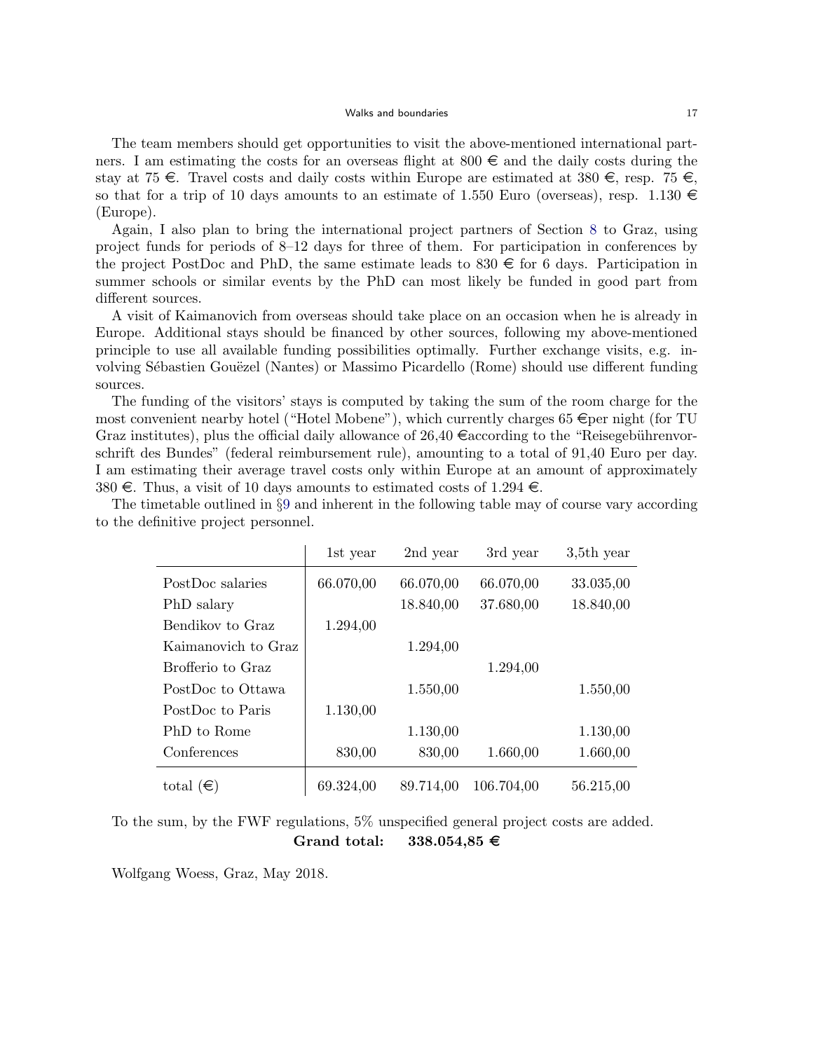The team members should get opportunities to visit the above-mentioned international partners. I am estimating the costs for an overseas flight at 800 € and the daily costs during the stay at 75 €. Travel costs and daily costs within Europe are estimated at 380 €, resp. 75 €, so that for a trip of 10 days amounts to an estimate of 1.550 Euro (overseas), resp. 1.130 € (Europe).

Again, I also plan to bring the international project partners of Section 8 to Graz, using project funds for periods of 8–12 days for three of them. For participation in conferences by the project PostDoc and PhD, the same estimate leads to 830 € for 6 days. Participation in summer schools or similar events by the PhD can most likely be funded in good part from different sources.

A visit of Kaimanovich from overseas should take place on an occasion when he is already in Europe. Additional stays should be financed by other sources, following my above-mentioned principle to use all available funding possibilities optimally. Further exchange visits, e.g. involving Sébastien Gouëzel (Nantes) or Massimo Picardello (Rome) should use different funding sources.

The funding of the visitors' stays is computed by taking the sum of the room charge for the most convenient nearby hotel ("Hotel Mobene"), which currently charges 65 €per night (for TU Graz institutes), plus the official daily allowance of 26,40 €according to the "Reisegebührenvorschrift des Bundes" (federal reimbursement rule), amounting to a total of 91,40 Euro per day. I am estimating their average travel costs only within Europe at an amount of approximately 380 €. Thus, a visit of 10 days amounts to estimated costs of 1.294 €.

The timetable outlined in §9 and inherent in the following table may of course vary according to the definitive project personnel.

| | 1st year | 2nd year | 3rd year | 3,5th year |
|---|---|---|---|---|
| PostDoc salaries | 66.070,00 | 66.070,00 | 66.070,00 | 33.035,00 |
| PhD salary | | 18.840,00 | 37.680,00 | 18.840,00 |
| Bendikov to Graz | 1.294,00 | | | |
| Kaimanovich to Graz | | 1.294,00 | | |
| Brofferio to Graz | | | 1.294,00 | |
| PostDoc to Ottawa | | 1.550,00 | | 1.550,00 |
| PostDoc to Paris | 1.130,00 | | | |
| PhD to Rome | | 1.130,00 | | 1.130,00 |
| Conferences | 830,00 | 830,00 | 1.660,00 | 1.660,00 |
| total (€) | 69.324,00 | 89.714,00 | 106.704,00 | 56.215,00 |

To the sum, by the FWF regulations, 5% unspecified general project costs are added.

**Grand total: 338.054,85 €**

Wolfgang Woess, Graz, May 2018.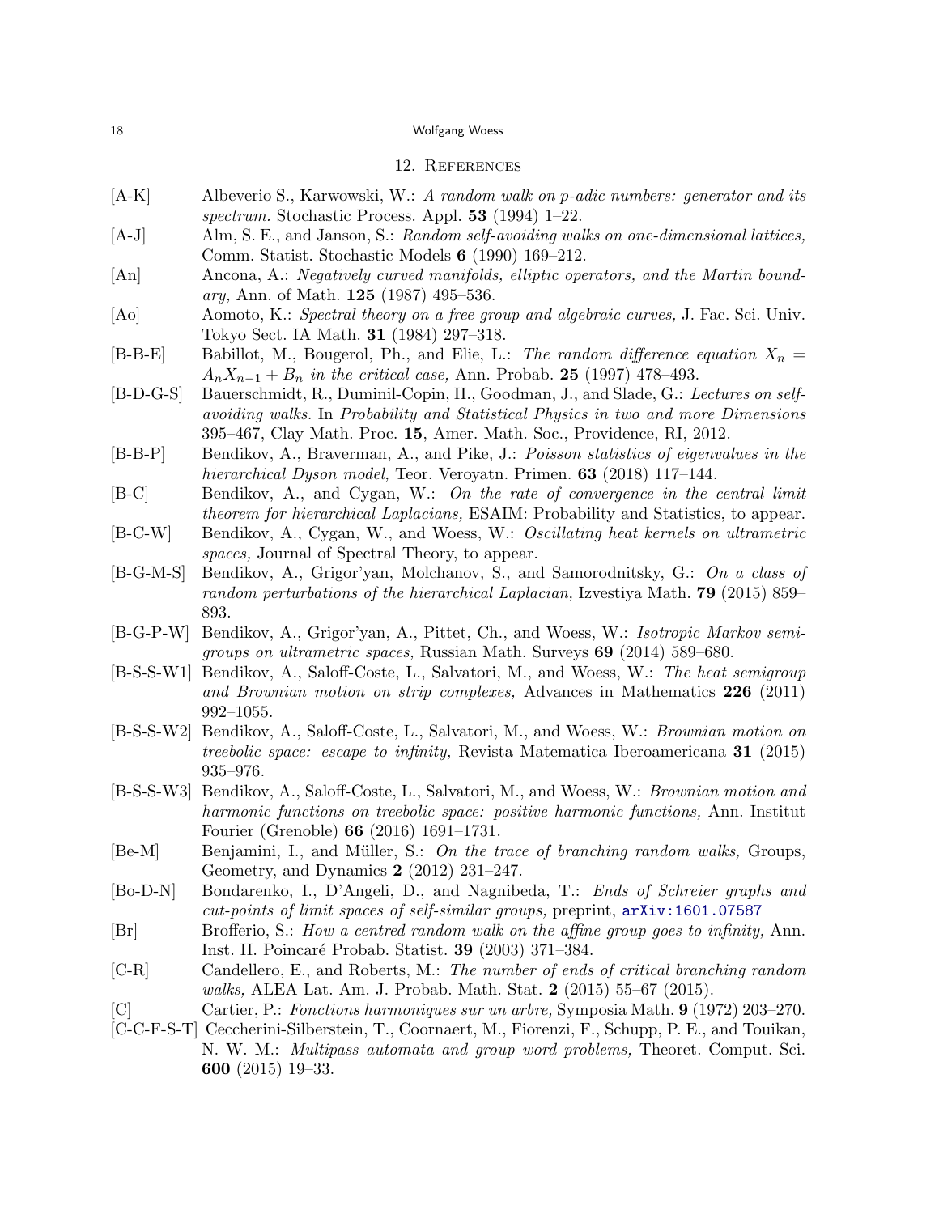## 12. References

[A-K] Albeverio S., Karwowski, W.: *A random walk on p-adic numbers: generator and its spectrum.* Stochastic Process. Appl. **53** (1994) 1–22.

[A-J] Alm, S. E., and Janson, S.: *Random self-avoiding walks on one-dimensional lattices,* Comm. Statist. Stochastic Models **6** (1990) 169–212.

[An] Ancona, A.: *Negatively curved manifolds, elliptic operators, and the Martin boundary,* Ann. of Math. **125** (1987) 495–536.

[Ao] Aomoto, K.: *Spectral theory on a free group and algebraic curves,* J. Fac. Sci. Univ. Tokyo Sect. IA Math. **31** (1984) 297–318.

[B-B-E] Babillot, M., Bougerol, Ph., and Elie, L.: *The random difference equation $X_n = A_n X_{n-1} + B_n$ in the critical case,* Ann. Probab. **25** (1997) 478–493.

[B-D-G-S] Bauerschmidt, R., Duminil-Copin, H., Goodman, J., and Slade, G.: *Lectures on self-avoiding walks.* In *Probability and Statistical Physics in two and more Dimensions* 395–467, Clay Math. Proc. **15**, Amer. Math. Soc., Providence, RI, 2012.

[B-B-P] Bendikov, A., Braverman, A., and Pike, J.: *Poisson statistics of eigenvalues in the hierarchical Dyson model,* Teor. Veroyatn. Primen. **63** (2018) 117–144.

[B-C] Bendikov, A., and Cygan, W.: *On the rate of convergence in the central limit theorem for hierarchical Laplacians,* ESAIM: Probability and Statistics, to appear.

[B-C-W] Bendikov, A., Cygan, W., and Woess, W.: *Oscillating heat kernels on ultrametric spaces,* Journal of Spectral Theory, to appear.

[B-G-M-S] Bendikov, A., Grigor'yan, Molchanov, S., and Samorodnitsky, G.: *On a class of random perturbations of the hierarchical Laplacian,* Izvestiya Math. **79** (2015) 859–893.

[B-G-P-W] Bendikov, A., Grigor'yan, A., Pittet, Ch., and Woess, W.: *Isotropic Markov semigroups on ultrametric spaces,* Russian Math. Surveys **69** (2014) 589–680.

[B-S-S-W1] Bendikov, A., Saloff-Coste, L., Salvatori, M., and Woess, W.: *The heat semigroup and Brownian motion on strip complexes,* Advances in Mathematics **226** (2011) 992–1055.

[B-S-S-W2] Bendikov, A., Saloff-Coste, L., Salvatori, M., and Woess, W.: *Brownian motion on treebolic space: escape to infinity,* Revista Matematica Iberoamericana **31** (2015) 935–976.

[B-S-S-W3] Bendikov, A., Saloff-Coste, L., Salvatori, M., and Woess, W.: *Brownian motion and harmonic functions on treebolic space: positive harmonic functions,* Ann. Institut Fourier (Grenoble) **66** (2016) 1691–1731.

[Be-M] Benjamini, I., and Müller, S.: *On the trace of branching random walks,* Groups, Geometry, and Dynamics **2** (2012) 231–247.

[Bo-D-N] Bondarenko, I., D'Angeli, D., and Nagnibeda, T.: *Ends of Schreier graphs and cut-points of limit spaces of self-similar groups,* preprint, arXiv:1601.07587

[Br] Brofferio, S.: *How a centred random walk on the affine group goes to infinity,* Ann. Inst. H. Poincaré Probab. Statist. **39** (2003) 371–384.

[C-R] Candellero, E., and Roberts, M.: *The number of ends of critical branching random walks,* ALEA Lat. Am. J. Probab. Math. Stat. **2** (2015) 55–67 (2015).

[C] Cartier, P.: *Fonctions harmoniques sur un arbre,* Symposia Math. **9** (1972) 203–270.

[C-C-F-S-T] Ceccherini-Silberstein, T., Coornaert, M., Fiorenzi, F., Schupp, P. E., and Touikan, N. W. M.: *Multipass automata and group word problems,* Theoret. Comput. Sci. **600** (2015) 19–33.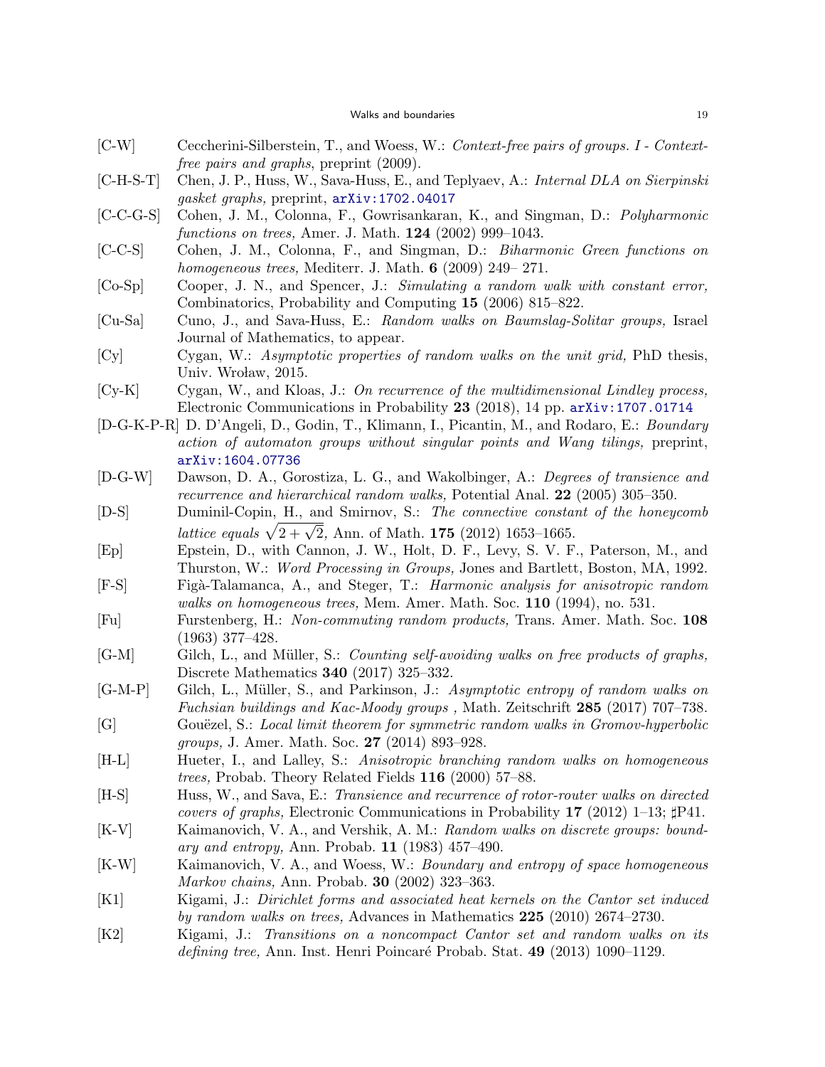[C-W] Ceccherini-Silberstein, T., and Woess, W.: *Context-free pairs of groups. I - Context-free pairs and graphs*, preprint (2009).

[C-H-S-T] Chen, J. P., Huss, W., Sava-Huss, E., and Teplyaev, A.: *Internal DLA on Sierpinski gasket graphs,* preprint, arXiv:1702.04017

[C-C-G-S] Cohen, J. M., Colonna, F., Gowrisankaran, K., and Singman, D.: *Polyharmonic functions on trees,* Amer. J. Math. **124** (2002) 999–1043.

[C-C-S] Cohen, J. M., Colonna, F., and Singman, D.: *Biharmonic Green functions on homogeneous trees,* Mediterr. J. Math. **6** (2009) 249– 271.

[Co-Sp] Cooper, J. N., and Spencer, J.: *Simulating a random walk with constant error,* Combinatorics, Probability and Computing **15** (2006) 815–822.

[Cu-Sa] Cuno, J., and Sava-Huss, E.: *Random walks on Baumslag-Solitar groups,* Israel Journal of Mathematics, to appear.

[Cy] Cygan, W.: *Asymptotic properties of random walks on the unit grid,* PhD thesis, Univ. Wroław, 2015.

[Cy-K] Cygan, W., and Kloas, J.: *On recurrence of the multidimensional Lindley process,* Electronic Communications in Probability **23** (2018), 14 pp. arXiv:1707.01714

[D-G-K-P-R] D. D'Angeli, D., Godin, T., Klimann, I., Picantin, M., and Rodaro, E.: *Boundary action of automaton groups without singular points and Wang tilings,* preprint, arXiv:1604.07736

[D-G-W] Dawson, D. A., Gorostiza, L. G., and Wakolbinger, A.: *Degrees of transience and recurrence and hierarchical random walks,* Potential Anal. **22** (2005) 305–350.

[D-S] Duminil-Copin, H., and Smirnov, S.: *The connective constant of the honeycomb lattice equals* $\sqrt{2+\sqrt{2}}$*,* Ann. of Math. **175** (2012) 1653–1665.

[Ep] Epstein, D., with Cannon, J. W., Holt, D. F., Levy, S. V. F., Paterson, M., and Thurston, W.: *Word Processing in Groups,* Jones and Bartlett, Boston, MA, 1992.

[F-S] Figà-Talamanca, A., and Steger, T.: *Harmonic analysis for anisotropic random walks on homogeneous trees,* Mem. Amer. Math. Soc. **110** (1994), no. 531.

[Fu] Furstenberg, H.: *Non-commuting random products,* Trans. Amer. Math. Soc. **108** (1963) 377–428.

[G-M] Gilch, L., and Müller, S.: *Counting self-avoiding walks on free products of graphs,* Discrete Mathematics **340** (2017) 325–332.

[G-M-P] Gilch, L., Müller, S., and Parkinson, J.: *Asymptotic entropy of random walks on Fuchsian buildings and Kac-Moody groups ,* Math. Zeitschrift **285** (2017) 707–738.

[G] Gouëzel, S.: *Local limit theorem for symmetric random walks in Gromov-hyperbolic groups,* J. Amer. Math. Soc. **27** (2014) 893–928.

[H-L] Hueter, I., and Lalley, S.: *Anisotropic branching random walks on homogeneous trees,* Probab. Theory Related Fields **116** (2000) 57–88.

[H-S] Huss, W., and Sava, E.: *Transience and recurrence of rotor-router walks on directed covers of graphs,* Electronic Communications in Probability **17** (2012) 1–13; ♯P41.

[K-V] Kaimanovich, V. A., and Vershik, A. M.: *Random walks on discrete groups: boundary and entropy,* Ann. Probab. **11** (1983) 457–490.

[K-W] Kaimanovich, V. A., and Woess, W.: *Boundary and entropy of space homogeneous Markov chains,* Ann. Probab. **30** (2002) 323–363.

[K1] Kigami, J.: *Dirichlet forms and associated heat kernels on the Cantor set induced by random walks on trees,* Advances in Mathematics **225** (2010) 2674–2730.

[K2] Kigami, J.: *Transitions on a noncompact Cantor set and random walks on its defining tree,* Ann. Inst. Henri Poincaré Probab. Stat. **49** (2013) 1090–1129.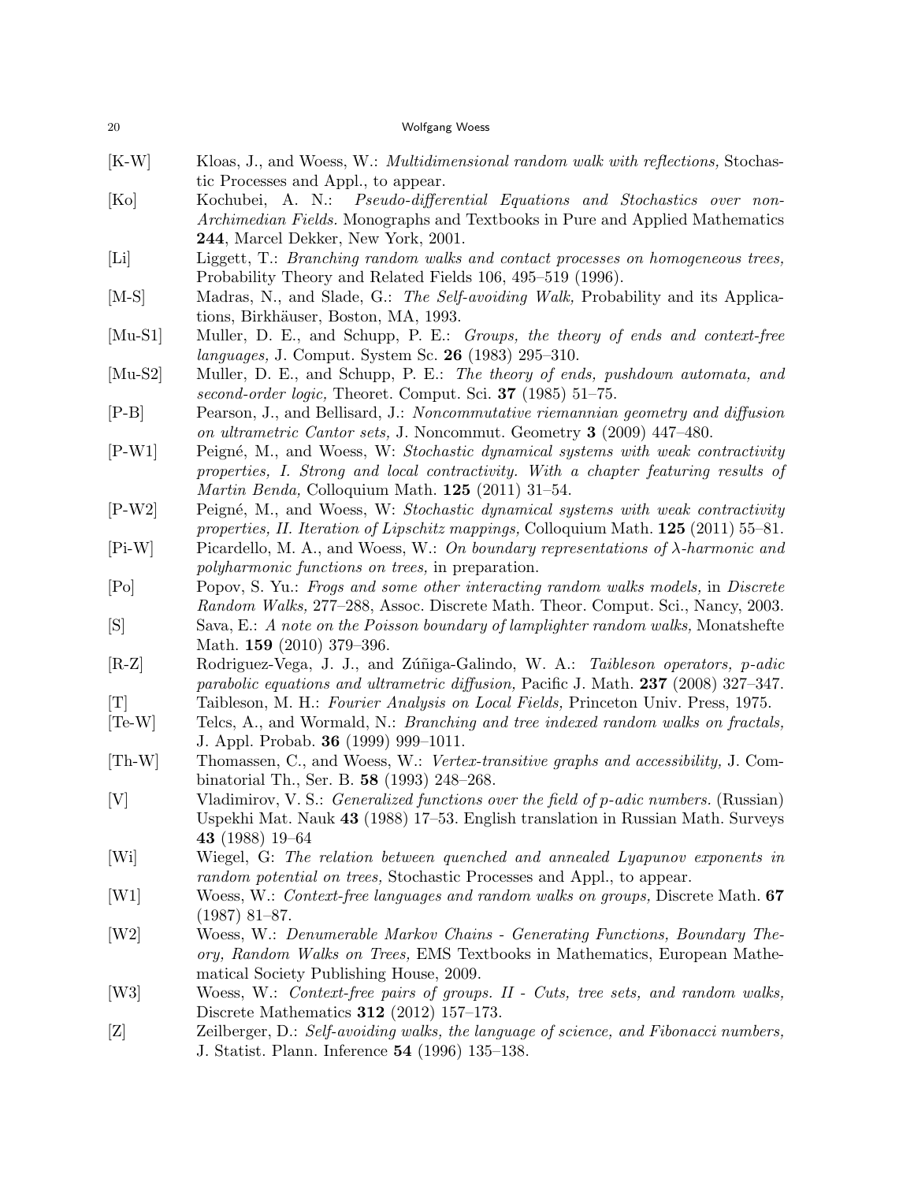[K-W] Kloas, J., and Woess, W.: *Multidimensional random walk with reflections,* Stochastic Processes and Appl., to appear.

[Ko] Kochubei, A. N.: *Pseudo-differential Equations and Stochastics over non-Archimedian Fields.* Monographs and Textbooks in Pure and Applied Mathematics **244**, Marcel Dekker, New York, 2001.

[Li] Liggett, T.: *Branching random walks and contact processes on homogeneous trees,* Probability Theory and Related Fields 106, 495–519 (1996).

[M-S] Madras, N., and Slade, G.: *The Self-avoiding Walk,* Probability and its Applications, Birkhäuser, Boston, MA, 1993.

[Mu-S1] Muller, D. E., and Schupp, P. E.: *Groups, the theory of ends and context-free languages,* J. Comput. System Sc. **26** (1983) 295–310.

[Mu-S2] Muller, D. E., and Schupp, P. E.: *The theory of ends, pushdown automata, and second-order logic,* Theoret. Comput. Sci. **37** (1985) 51–75.

[P-B] Pearson, J., and Bellisard, J.: *Noncommutative riemannian geometry and diffusion on ultrametric Cantor sets,* J. Noncommut. Geometry **3** (2009) 447–480.

[P-W1] Peigné, M., and Woess, W: *Stochastic dynamical systems with weak contractivity properties, I. Strong and local contractivity. With a chapter featuring results of Martin Benda,* Colloquium Math. **125** (2011) 31–54.

[P-W2] Peigné, M., and Woess, W: *Stochastic dynamical systems with weak contractivity properties, II. Iteration of Lipschitz mappings,* Colloquium Math. **125** (2011) 55–81.

[Pi-W] Picardello, M. A., and Woess, W.: *On boundary representations of $\lambda$-harmonic and polyharmonic functions on trees,* in preparation.

[Po] Popov, S. Yu.: *Frogs and some other interacting random walks models,* in *Discrete Random Walks,* 277–288, Assoc. Discrete Math. Theor. Comput. Sci., Nancy, 2003.

[S] Sava, E.: *A note on the Poisson boundary of lamplighter random walks,* Monatshefte Math. **159** (2010) 379–396.

[R-Z] Rodriguez-Vega, J. J., and Zúñiga-Galindo, W. A.: *Taibleson operators, p-adic parabolic equations and ultrametric diffusion,* Pacific J. Math. **237** (2008) 327–347.

[T] Taibleson, M. H.: *Fourier Analysis on Local Fields,* Princeton Univ. Press, 1975.

[Te-W] Telcs, A., and Wormald, N.: *Branching and tree indexed random walks on fractals,* J. Appl. Probab. **36** (1999) 999–1011.

[Th-W] Thomassen, C., and Woess, W.: *Vertex-transitive graphs and accessibility,* J. Combinatorial Th., Ser. B. **58** (1993) 248–268.

[V] Vladimirov, V. S.: *Generalized functions over the field of p-adic numbers.* (Russian) Uspekhi Mat. Nauk **43** (1988) 17–53. English translation in Russian Math. Surveys **43** (1988) 19–64

[Wi] Wiegel, G: *The relation between quenched and annealed Lyapunov exponents in random potential on trees,* Stochastic Processes and Appl., to appear.

[W1] Woess, W.: *Context-free languages and random walks on groups,* Discrete Math. **67** (1987) 81–87.

[W2] Woess, W.: *Denumerable Markov Chains - Generating Functions, Boundary Theory, Random Walks on Trees,* EMS Textbooks in Mathematics, European Mathematical Society Publishing House, 2009.

[W3] Woess, W.: *Context-free pairs of groups. II - Cuts, tree sets, and random walks,* Discrete Mathematics **312** (2012) 157–173.

[Z] Zeilberger, D.: *Self-avoiding walks, the language of science, and Fibonacci numbers,* J. Statist. Plann. Inference **54** (1996) 135–138.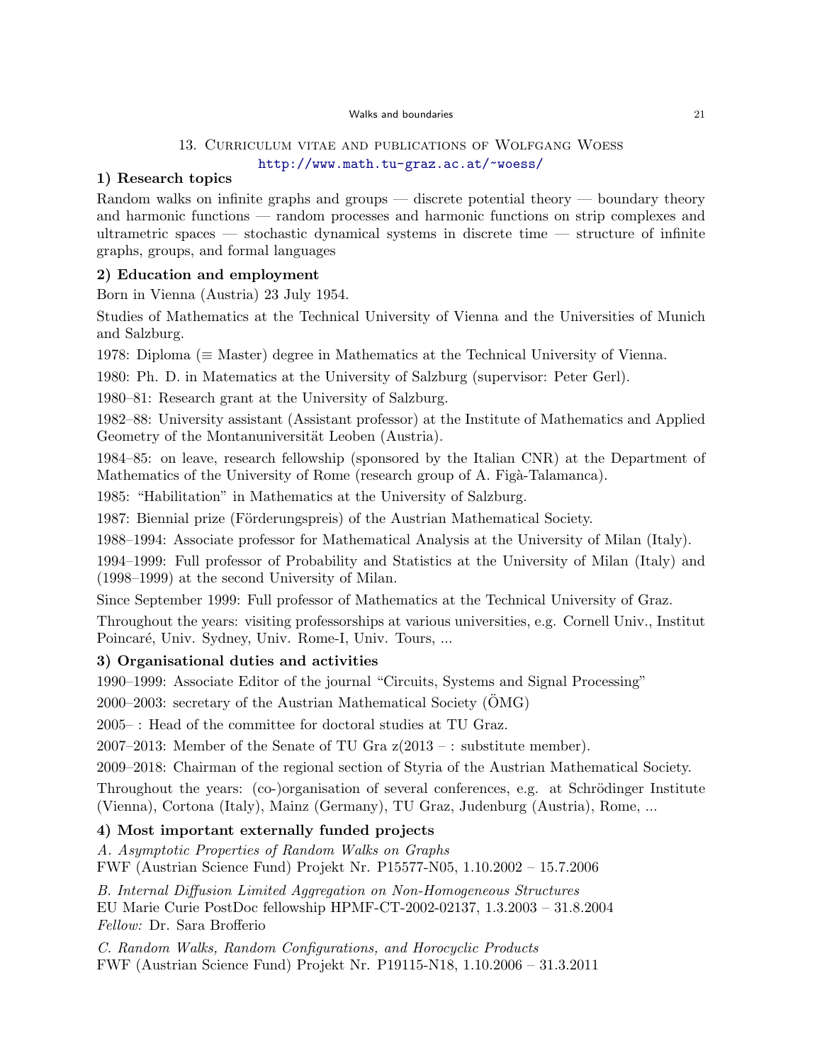## 13. Curriculum vitae and publications of Wolfgang Woess

http://www.math.tu-graz.ac.at/~woess/

### 1) Research topics

Random walks on infinite graphs and groups — discrete potential theory — boundary theory and harmonic functions — random processes and harmonic functions on strip complexes and ultrametric spaces — stochastic dynamical systems in discrete time — structure of infinite graphs, groups, and formal languages

### 2) Education and employment

Born in Vienna (Austria) 23 July 1954.

Studies of Mathematics at the Technical University of Vienna and the Universities of Munich and Salzburg.

1978: Diploma (≡ Master) degree in Mathematics at the Technical University of Vienna.

1980: Ph. D. in Matematics at the University of Salzburg (supervisor: Peter Gerl).

1980–81: Research grant at the University of Salzburg.

1982–88: University assistant (Assistant professor) at the Institute of Mathematics and Applied Geometry of the Montanuniversität Leoben (Austria).

1984–85: on leave, research fellowship (sponsored by the Italian CNR) at the Department of Mathematics of the University of Rome (research group of A. Figà-Talamanca).

1985: "Habilitation" in Mathematics at the University of Salzburg.

1987: Biennial prize (Förderungspreis) of the Austrian Mathematical Society.

1988–1994: Associate professor for Mathematical Analysis at the University of Milan (Italy).

1994–1999: Full professor of Probability and Statistics at the University of Milan (Italy) and (1998–1999) at the second University of Milan.

Since September 1999: Full professor of Mathematics at the Technical University of Graz.

Throughout the years: visiting professorships at various universities, e.g. Cornell Univ., Institut Poincaré, Univ. Sydney, Univ. Rome-I, Univ. Tours, ...

### 3) Organisational duties and activities

1990–1999: Associate Editor of the journal "Circuits, Systems and Signal Processing"

2000–2003: secretary of the Austrian Mathematical Society (ÖMG)

2005– : Head of the committee for doctoral studies at TU Graz.

2007–2013: Member of the Senate of TU Gra z(2013 – : substitute member).

2009–2018: Chairman of the regional section of Styria of the Austrian Mathematical Society.

Throughout the years: (co-)organisation of several conferences, e.g. at Schrödinger Institute (Vienna), Cortona (Italy), Mainz (Germany), TU Graz, Judenburg (Austria), Rome, ...

### 4) Most important externally funded projects

*A. Asymptotic Properties of Random Walks on Graphs*
FWF (Austrian Science Fund) Projekt Nr. P15577-N05, 1.10.2002 – 15.7.2006

*B. Internal Diffusion Limited Aggregation on Non-Homogeneous Structures*
EU Marie Curie PostDoc fellowship HPMF-CT-2002-02137, 1.3.2003 – 31.8.2004
*Fellow:* Dr. Sara Brofferio

*C. Random Walks, Random Configurations, and Horocyclic Products*
FWF (Austrian Science Fund) Projekt Nr. P19115-N18, 1.10.2006 – 31.3.2011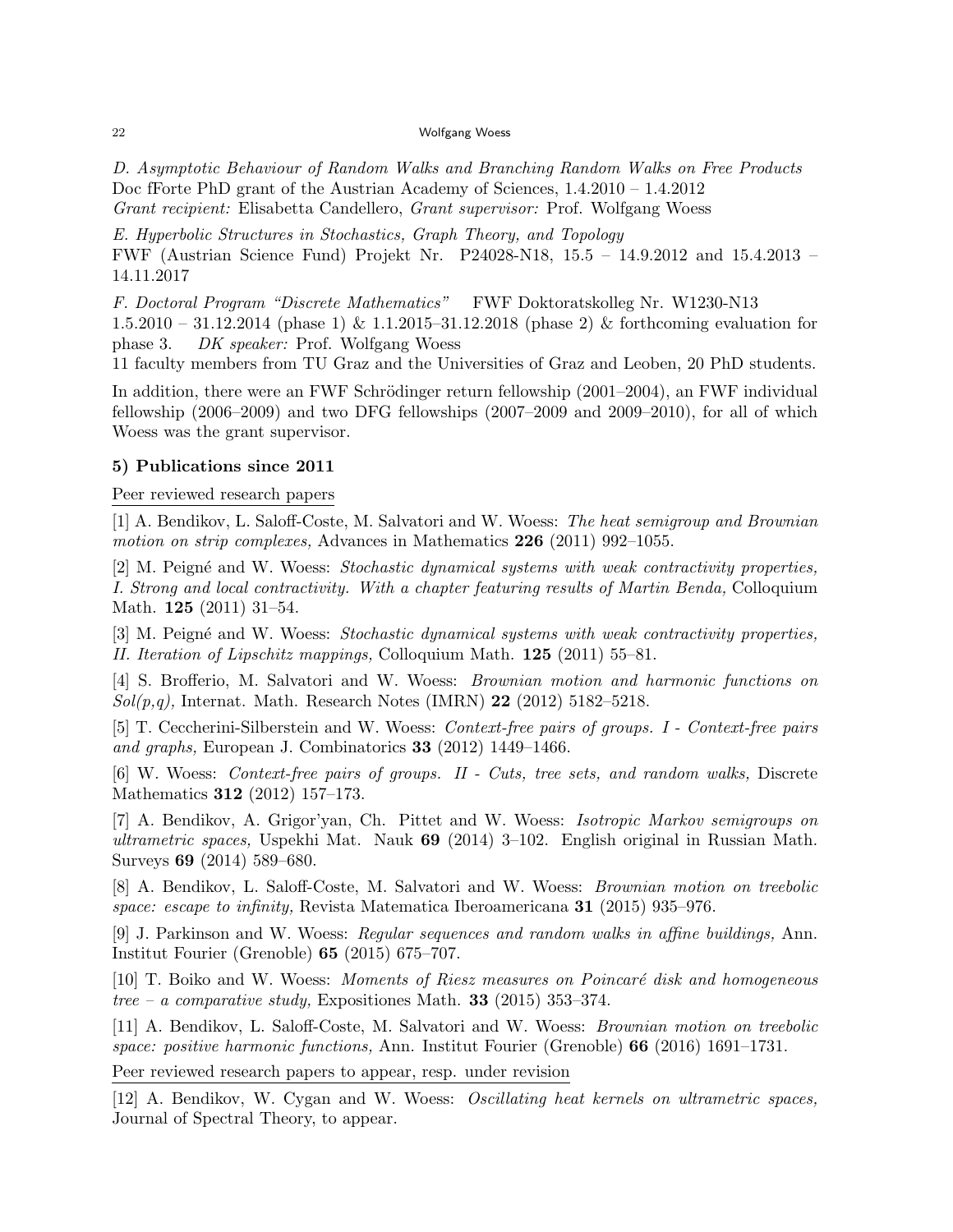*D. Asymptotic Behaviour of Random Walks and Branching Random Walks on Free Products*
Doc fForte PhD grant of the Austrian Academy of Sciences, 1.4.2010 – 1.4.2012
*Grant recipient:* Elisabetta Candellero, *Grant supervisor:* Prof. Wolfgang Woess

*E. Hyperbolic Structures in Stochastics, Graph Theory, and Topology*
FWF (Austrian Science Fund) Projekt Nr. P24028-N18, 15.5 – 14.9.2012 and 15.4.2013 – 14.11.2017

*F. Doctoral Program "Discrete Mathematics"* FWF Doktoratskolleg Nr. W1230-N13
1.5.2010 – 31.12.2014 (phase 1) & 1.1.2015–31.12.2018 (phase 2) & forthcoming evaluation for phase 3. *DK speaker:* Prof. Wolfgang Woess
11 faculty members from TU Graz and the Universities of Graz and Leoben, 20 PhD students.

In addition, there were an FWF Schrödinger return fellowship (2001–2004), an FWF individual fellowship (2006–2009) and two DFG fellowships (2007–2009 and 2009–2010), for all of which Woess was the grant supervisor.

### 5) Publications since 2011

Peer reviewed research papers

[1] A. Bendikov, L. Saloff-Coste, M. Salvatori and W. Woess: *The heat semigroup and Brownian motion on strip complexes,* Advances in Mathematics **226** (2011) 992–1055.

[2] M. Peigné and W. Woess: *Stochastic dynamical systems with weak contractivity properties, I. Strong and local contractivity. With a chapter featuring results of Martin Benda,* Colloquium Math. **125** (2011) 31–54.

[3] M. Peigné and W. Woess: *Stochastic dynamical systems with weak contractivity properties, II. Iteration of Lipschitz mappings,* Colloquium Math. **125** (2011) 55–81.

[4] S. Brofferio, M. Salvatori and W. Woess: *Brownian motion and harmonic functions on Sol(p,q),* Internat. Math. Research Notes (IMRN) **22** (2012) 5182–5218.

[5] T. Ceccherini-Silberstein and W. Woess: *Context-free pairs of groups. I - Context-free pairs and graphs,* European J. Combinatorics **33** (2012) 1449–1466.

[6] W. Woess: *Context-free pairs of groups. II - Cuts, tree sets, and random walks,* Discrete Mathematics **312** (2012) 157–173.

[7] A. Bendikov, A. Grigor'yan, Ch. Pittet and W. Woess: *Isotropic Markov semigroups on ultrametric spaces,* Uspekhi Mat. Nauk **69** (2014) 3–102. English original in Russian Math. Surveys **69** (2014) 589–680.

[8] A. Bendikov, L. Saloff-Coste, M. Salvatori and W. Woess: *Brownian motion on treebolic space: escape to infinity,* Revista Matematica Iberoamericana **31** (2015) 935–976.

[9] J. Parkinson and W. Woess: *Regular sequences and random walks in affine buildings,* Ann. Institut Fourier (Grenoble) **65** (2015) 675–707.

[10] T. Boiko and W. Woess: *Moments of Riesz measures on Poincaré disk and homogeneous tree – a comparative study,* Expositiones Math. **33** (2015) 353–374.

[11] A. Bendikov, L. Saloff-Coste, M. Salvatori and W. Woess: *Brownian motion on treebolic space: positive harmonic functions,* Ann. Institut Fourier (Grenoble) **66** (2016) 1691–1731.

Peer reviewed research papers to appear, resp. under revision

[12] A. Bendikov, W. Cygan and W. Woess: *Oscillating heat kernels on ultrametric spaces,* Journal of Spectral Theory, to appear.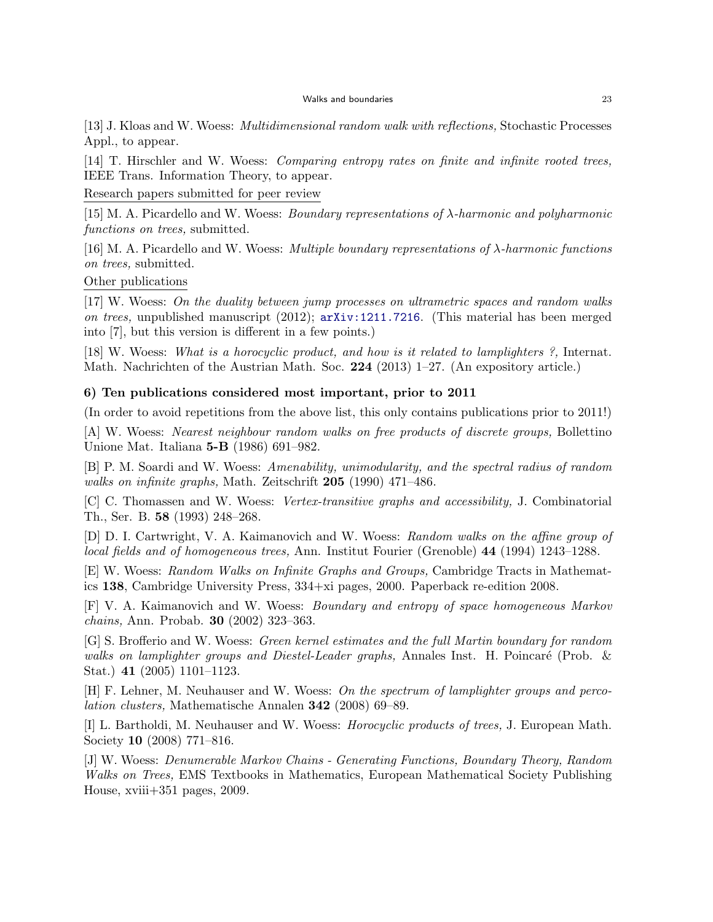[13] J. Kloas and W. Woess: *Multidimensional random walk with reflections,* Stochastic Processes Appl., to appear.

[14] T. Hirschler and W. Woess: *Comparing entropy rates on finite and infinite rooted trees,* IEEE Trans. Information Theory, to appear.

<u>Research papers submitted for peer review</u>

[15] M. A. Picardello and W. Woess: *Boundary representations of $\lambda$-harmonic and polyharmonic functions on trees,* submitted.

[16] M. A. Picardello and W. Woess: *Multiple boundary representations of $\lambda$-harmonic functions on trees,* submitted.

<u>Other publications</u>

[17] W. Woess: *On the duality between jump processes on ultrametric spaces and random walks on trees,* unpublished manuscript (2012); arXiv:1211.7216. (This material has been merged into [7], but this version is different in a few points.)

[18] W. Woess: *What is a horocyclic product, and how is it related to lamplighters ?,* Internat. Math. Nachrichten of the Austrian Math. Soc. **224** (2013) 1–27. (An expository article.)

### 6) Ten publications considered most important, prior to 2011

(In order to avoid repetitions from the above list, this only contains publications prior to 2011!)

[A] W. Woess: *Nearest neighbour random walks on free products of discrete groups,* Bollettino Unione Mat. Italiana **5-B** (1986) 691–982.

[B] P. M. Soardi and W. Woess: *Amenability, unimodularity, and the spectral radius of random walks on infinite graphs,* Math. Zeitschrift **205** (1990) 471–486.

[C] C. Thomassen and W. Woess: *Vertex-transitive graphs and accessibility,* J. Combinatorial Th., Ser. B. **58** (1993) 248–268.

[D] D. I. Cartwright, V. A. Kaimanovich and W. Woess: *Random walks on the affine group of local fields and of homogeneous trees,* Ann. Institut Fourier (Grenoble) **44** (1994) 1243–1288.

[E] W. Woess: *Random Walks on Infinite Graphs and Groups,* Cambridge Tracts in Mathematics **138**, Cambridge University Press, 334+xi pages, 2000. Paperback re-edition 2008.

[F] V. A. Kaimanovich and W. Woess: *Boundary and entropy of space homogeneous Markov chains,* Ann. Probab. **30** (2002) 323–363.

[G] S. Brofferio and W. Woess: *Green kernel estimates and the full Martin boundary for random walks on lamplighter groups and Diestel-Leader graphs,* Annales Inst. H. Poincaré (Prob. & Stat.) **41** (2005) 1101–1123.

[H] F. Lehner, M. Neuhauser and W. Woess: *On the spectrum of lamplighter groups and percolation clusters,* Mathematische Annalen **342** (2008) 69–89.

[I] L. Bartholdi, M. Neuhauser and W. Woess: *Horocyclic products of trees,* J. European Math. Society **10** (2008) 771–816.

[J] W. Woess: *Denumerable Markov Chains - Generating Functions, Boundary Theory, Random Walks on Trees,* EMS Textbooks in Mathematics, European Mathematical Society Publishing House, xviii+351 pages, 2009.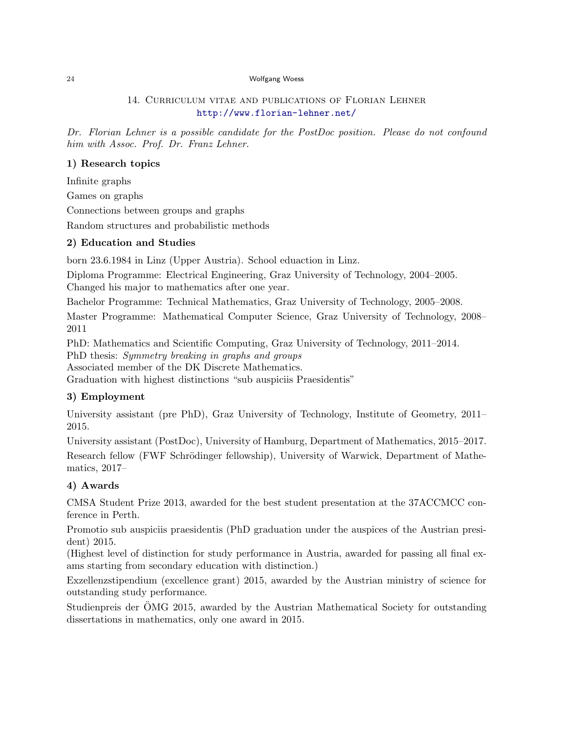## 14. Curriculum vitae and publications of Florian Lehner

http://www.florian-lehner.net/

*Dr. Florian Lehner is a possible candidate for the PostDoc position. Please do not confound him with Assoc. Prof. Dr. Franz Lehner.*

### 1) Research topics

Infinite graphs

Games on graphs

Connections between groups and graphs

Random structures and probabilistic methods

### 2) Education and Studies

born 23.6.1984 in Linz (Upper Austria). School eduaction in Linz.

Diploma Programme: Electrical Engineering, Graz University of Technology, 2004–2005.
Changed his major to mathematics after one year.

Bachelor Programme: Technical Mathematics, Graz University of Technology, 2005–2008.

Master Programme: Mathematical Computer Science, Graz University of Technology, 2008–2011

PhD: Mathematics and Scientific Computing, Graz University of Technology, 2011–2014.
PhD thesis: *Symmetry breaking in graphs and groups*
Associated member of the DK Discrete Mathematics.
Graduation with highest distinctions "sub auspiciis Praesidentis"

### 3) Employment

University assistant (pre PhD), Graz University of Technology, Institute of Geometry, 2011–2015.

University assistant (PostDoc), University of Hamburg, Department of Mathematics, 2015–2017.

Research fellow (FWF Schrödinger fellowship), University of Warwick, Department of Mathematics, 2017–

### 4) Awards

CMSA Student Prize 2013, awarded for the best student presentation at the 37ACCMCC conference in Perth.

Promotio sub auspiciis praesidentis (PhD graduation under the auspices of the Austrian president) 2015.
(Highest level of distinction for study performance in Austria, awarded for passing all final exams starting from secondary education with distinction.)

Exzellenzstipendium (excellence grant) 2015, awarded by the Austrian ministry of science for outstanding study performance.

Studienpreis der ÖMG 2015, awarded by the Austrian Mathematical Society for outstanding dissertations in mathematics, only one award in 2015.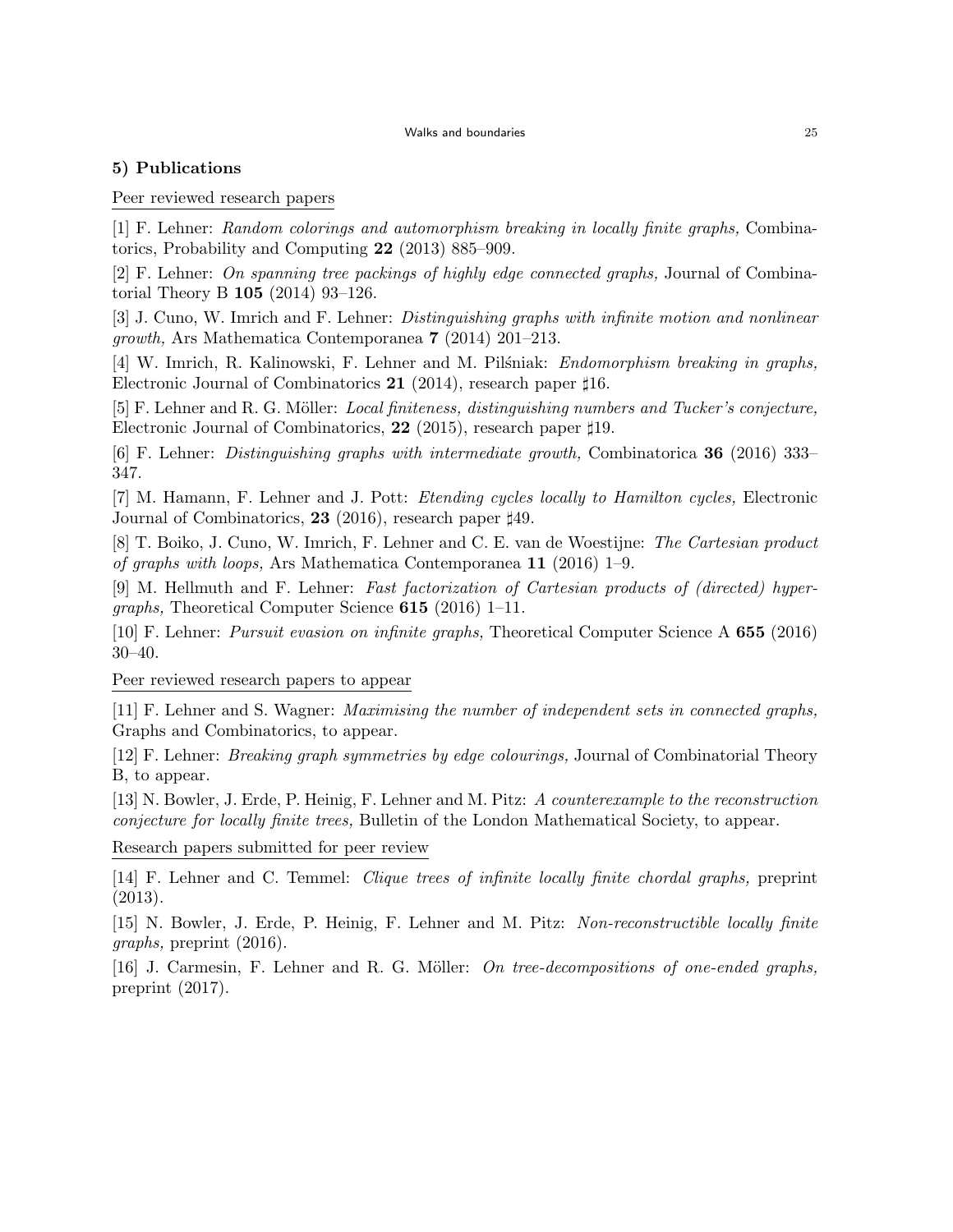### 5) Publications

Peer reviewed research papers

[1] F. Lehner: *Random colorings and automorphism breaking in locally finite graphs,* Combinatorics, Probability and Computing **22** (2013) 885–909.

[2] F. Lehner: *On spanning tree packings of highly edge connected graphs,* Journal of Combinatorial Theory B **105** (2014) 93–126.

[3] J. Cuno, W. Imrich and F. Lehner: *Distinguishing graphs with infinite motion and nonlinear growth,* Ars Mathematica Contemporanea **7** (2014) 201–213.

[4] W. Imrich, R. Kalinowski, F. Lehner and M. Pilśniak: *Endomorphism breaking in graphs,* Electronic Journal of Combinatorics **21** (2014), research paper ♯16.

[5] F. Lehner and R. G. Möller: *Local finiteness, distinguishing numbers and Tucker's conjecture,* Electronic Journal of Combinatorics, **22** (2015), research paper ♯19.

[6] F. Lehner: *Distinguishing graphs with intermediate growth,* Combinatorica **36** (2016) 333–347.

[7] M. Hamann, F. Lehner and J. Pott: *Etending cycles locally to Hamilton cycles,* Electronic Journal of Combinatorics, **23** (2016), research paper ♯49.

[8] T. Boiko, J. Cuno, W. Imrich, F. Lehner and C. E. van de Woestijne: *The Cartesian product of graphs with loops,* Ars Mathematica Contemporanea **11** (2016) 1–9.

[9] M. Hellmuth and F. Lehner: *Fast factorization of Cartesian products of (directed) hypergraphs,* Theoretical Computer Science **615** (2016) 1–11.

[10] F. Lehner: *Pursuit evasion on infinite graphs,* Theoretical Computer Science A **655** (2016) 30–40.

Peer reviewed research papers to appear

[11] F. Lehner and S. Wagner: *Maximising the number of independent sets in connected graphs,* Graphs and Combinatorics, to appear.

[12] F. Lehner: *Breaking graph symmetries by edge colourings,* Journal of Combinatorial Theory B, to appear.

[13] N. Bowler, J. Erde, P. Heinig, F. Lehner and M. Pitz: *A counterexample to the reconstruction conjecture for locally finite trees,* Bulletin of the London Mathematical Society, to appear.

Research papers submitted for peer review

[14] F. Lehner and C. Temmel: *Clique trees of infinite locally finite chordal graphs,* preprint (2013).

[15] N. Bowler, J. Erde, P. Heinig, F. Lehner and M. Pitz: *Non-reconstructible locally finite graphs,* preprint (2016).

[16] J. Carmesin, F. Lehner and R. G. Möller: *On tree-decompositions of one-ended graphs,* preprint (2017).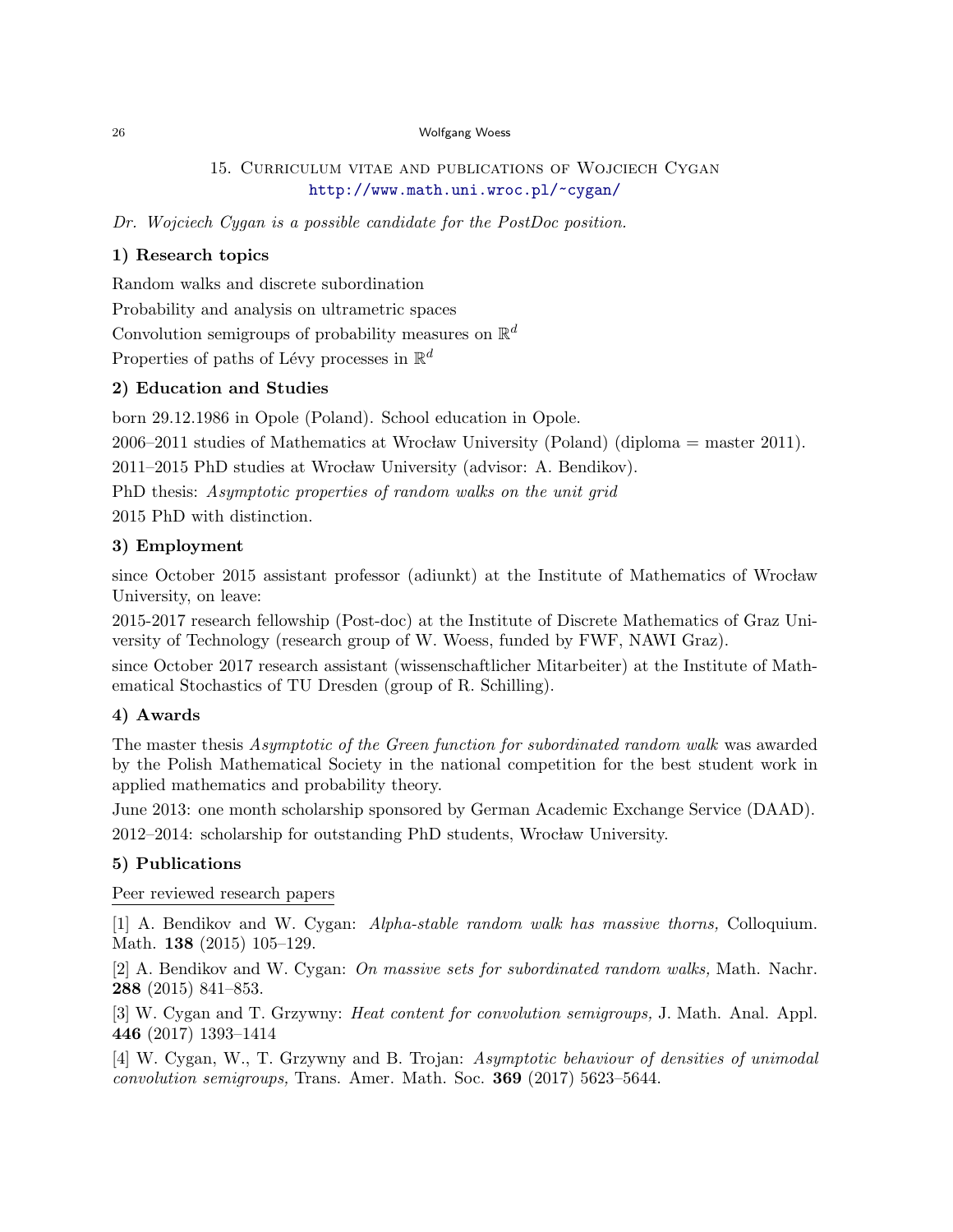## 15. Curriculum vitae and publications of Wojciech Cygan

http://www.math.uni.wroc.pl/~cygan/

*Dr. Wojciech Cygan is a possible candidate for the PostDoc position.*

### 1) Research topics

Random walks and discrete subordination

Probability and analysis on ultrametric spaces

Convolution semigroups of probability measures on $\mathbb{R}^d$

Properties of paths of Lévy processes in $\mathbb{R}^d$

### 2) Education and Studies

born 29.12.1986 in Opole (Poland). School education in Opole.

2006–2011 studies of Mathematics at Wrocław University (Poland) (diploma = master 2011).

2011–2015 PhD studies at Wrocław University (advisor: A. Bendikov).

PhD thesis: *Asymptotic properties of random walks on the unit grid*

2015 PhD with distinction.

### 3) Employment

since October 2015 assistant professor (adiunkt) at the Institute of Mathematics of Wrocław University, on leave:

2015-2017 research fellowship (Post-doc) at the Institute of Discrete Mathematics of Graz University of Technology (research group of W. Woess, funded by FWF, NAWI Graz).

since October 2017 research assistant (wissenschaftlicher Mitarbeiter) at the Institute of Mathematical Stochastics of TU Dresden (group of R. Schilling).

### 4) Awards

The master thesis *Asymptotic of the Green function for subordinated random walk* was awarded by the Polish Mathematical Society in the national competition for the best student work in applied mathematics and probability theory.

June 2013: one month scholarship sponsored by German Academic Exchange Service (DAAD).

2012–2014: scholarship for outstanding PhD students, Wrocław University.

### 5) Publications

Peer reviewed research papers

[1] A. Bendikov and W. Cygan: *Alpha-stable random walk has massive thorns,* Colloquium. Math. **138** (2015) 105–129.

[2] A. Bendikov and W. Cygan: *On massive sets for subordinated random walks,* Math. Nachr. **288** (2015) 841–853.

[3] W. Cygan and T. Grzywny: *Heat content for convolution semigroups,* J. Math. Anal. Appl. **446** (2017) 1393–1414

[4] W. Cygan, W., T. Grzywny and B. Trojan: *Asymptotic behaviour of densities of unimodal convolution semigroups,* Trans. Amer. Math. Soc. **369** (2017) 5623–5644.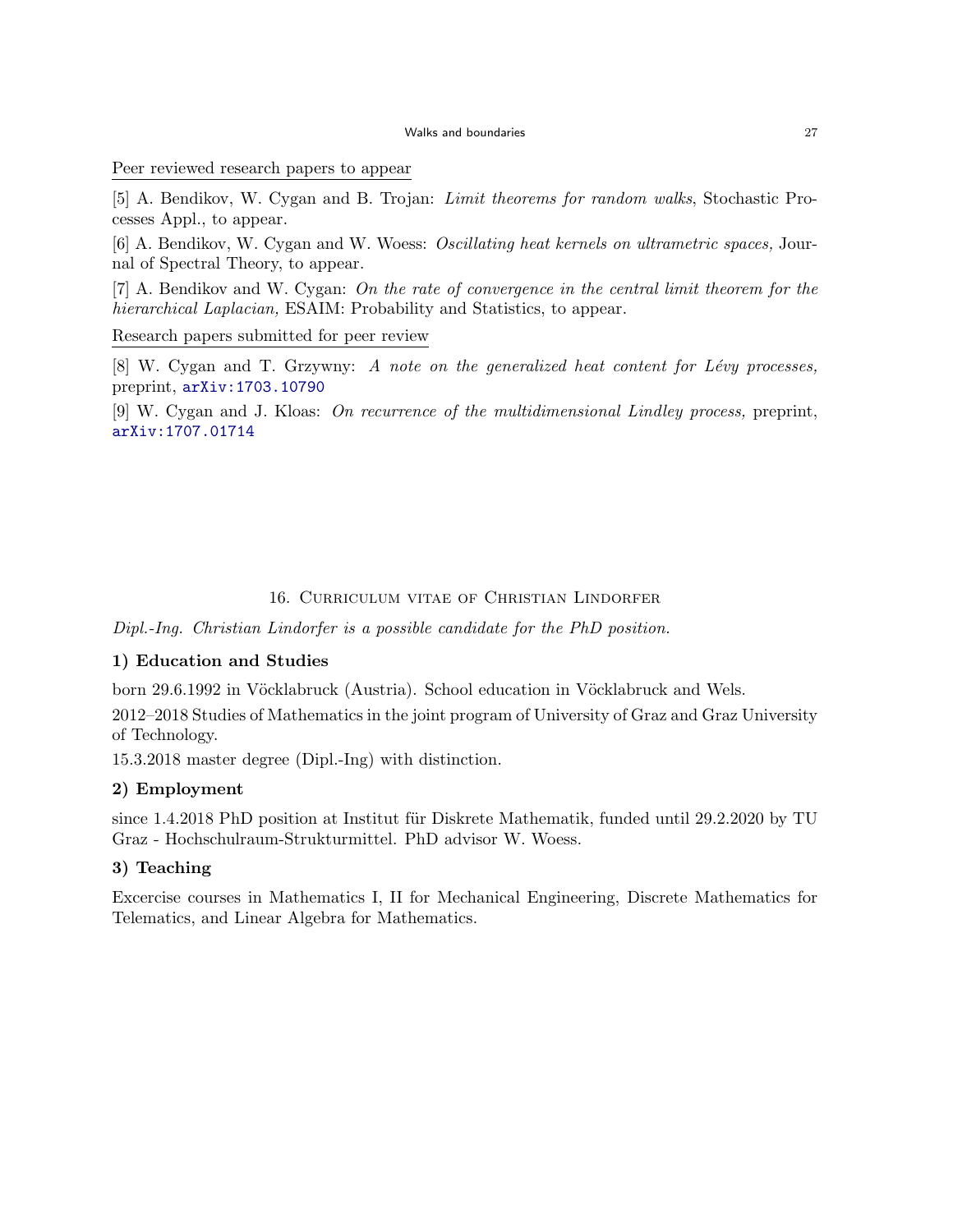<u>Peer reviewed research papers to appear</u>

[5] A. Bendikov, W. Cygan and B. Trojan: *Limit theorems for random walks*, Stochastic Processes Appl., to appear.

[6] A. Bendikov, W. Cygan and W. Woess: *Oscillating heat kernels on ultrametric spaces,* Journal of Spectral Theory, to appear.

[7] A. Bendikov and W. Cygan: *On the rate of convergence in the central limit theorem for the hierarchical Laplacian,* ESAIM: Probability and Statistics, to appear.

<u>Research papers submitted for peer review</u>

[8] W. Cygan and T. Grzywny: *A note on the generalized heat content for Lévy processes,* preprint, arXiv:1703.10790

[9] W. Cygan and J. Kloas: *On recurrence of the multidimensional Lindley process,* preprint, arXiv:1707.01714

## 16. Curriculum vitae of Christian Lindorfer

*Dipl.-Ing. Christian Lindorfer is a possible candidate for the PhD position.*

**1) Education and Studies**

born 29.6.1992 in Vöcklabruck (Austria). School education in Vöcklabruck and Wels.

2012–2018 Studies of Mathematics in the joint program of University of Graz and Graz University of Technology.

15.3.2018 master degree (Dipl.-Ing) with distinction.

**2) Employment**

since 1.4.2018 PhD position at Institut für Diskrete Mathematik, funded until 29.2.2020 by TU Graz - Hochschulraum-Strukturmittel. PhD advisor W. Woess.

**3) Teaching**

Excercise courses in Mathematics I, II for Mechanical Engineering, Discrete Mathematics for Telematics, and Linear Algebra for Mathematics.